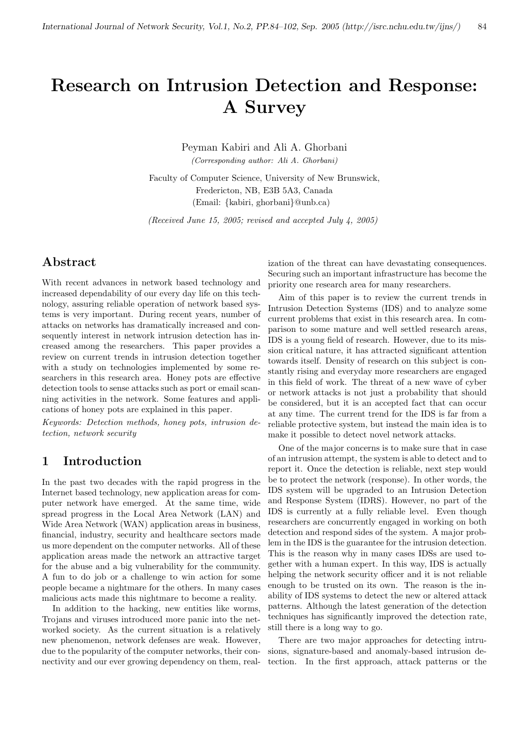# Research on Intrusion Detection and Response: A Survey

Peyman Kabiri and Ali A. Ghorbani

*(Corresponding author: Ali A. Ghorbani)*

Faculty of Computer Science, University of New Brunswick,
Fredericton, NB, E3B 5A3, Canada
(Email: {kabiri, ghorbani}@unb.ca)

*(Received June 15, 2005; revised and accepted July 4, 2005)*

## Abstract

With recent advances in network based technology and increased dependability of our every day life on this technology, assuring reliable operation of network based systems is very important. During recent years, number of attacks on networks has dramatically increased and consequently interest in network intrusion detection has increased among the researchers. This paper provides a review on current trends in intrusion detection together with a study on technologies implemented by some researchers in this research area. Honey pots are effective detection tools to sense attacks such as port or email scanning activities in the network. Some features and applications of honey pots are explained in this paper.

*Keywords: Detection methods, honey pots, intrusion detection, network security*

## 1 Introduction

In the past two decades with the rapid progress in the Internet based technology, new application areas for computer network have emerged. At the same time, wide spread progress in the Local Area Network (LAN) and Wide Area Network (WAN) application areas in business, financial, industry, security and healthcare sectors made us more dependent on the computer networks. All of these application areas made the network an attractive target for the abuse and a big vulnerability for the community. A fun to do job or a challenge to win action for some people became a nightmare for the others. In many cases malicious acts made this nightmare to become a reality.

In addition to the hacking, new entities like worms, Trojans and viruses introduced more panic into the networked society. As the current situation is a relatively new phenomenon, network defenses are weak. However, due to the popularity of the computer networks, their connectivity and our ever growing dependency on them, realization of the threat can have devastating consequences. Securing such an important infrastructure has become the priority one research area for many researchers.

Aim of this paper is to review the current trends in Intrusion Detection Systems (IDS) and to analyze some current problems that exist in this research area. In comparison to some mature and well settled research areas, IDS is a young field of research. However, due to its mission critical nature, it has attracted significant attention towards itself. Density of research on this subject is constantly rising and everyday more researchers are engaged in this field of work. The threat of a new wave of cyber or network attacks is not just a probability that should be considered, but it is an accepted fact that can occur at any time. The current trend for the IDS is far from a reliable protective system, but instead the main idea is to make it possible to detect novel network attacks.

One of the major concerns is to make sure that in case of an intrusion attempt, the system is able to detect and to report it. Once the detection is reliable, next step would be to protect the network (response). In other words, the IDS system will be upgraded to an Intrusion Detection and Response System (IDRS). However, no part of the IDS is currently at a fully reliable level. Even though researchers are concurrently engaged in working on both detection and respond sides of the system. A major problem in the IDS is the guarantee for the intrusion detection. This is the reason why in many cases IDSs are used together with a human expert. In this way, IDS is actually helping the network security officer and it is not reliable enough to be trusted on its own. The reason is the inability of IDS systems to detect the new or altered attack patterns. Although the latest generation of the detection techniques has significantly improved the detection rate, still there is a long way to go.

There are two major approaches for detecting intrusions, signature-based and anomaly-based intrusion detection. In the first approach, attack patterns or the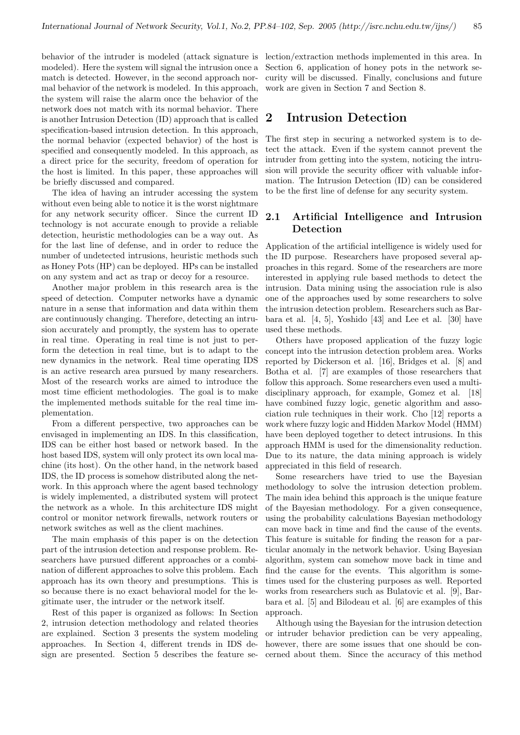behavior of the intruder is modeled (attack signature is modeled). Here the system will signal the intrusion once a match is detected. However, in the second approach normal behavior of the network is modeled. In this approach, the system will raise the alarm once the behavior of the network does not match with its normal behavior. There is another Intrusion Detection (ID) approach that is called specification-based intrusion detection. In this approach, the normal behavior (expected behavior) of the host is specified and consequently modeled. In this approach, as a direct price for the security, freedom of operation for the host is limited. In this paper, these approaches will be briefly discussed and compared.

The idea of having an intruder accessing the system without even being able to notice it is the worst nightmare for any network security officer. Since the current ID technology is not accurate enough to provide a reliable detection, heuristic methodologies can be a way out. As for the last line of defense, and in order to reduce the number of undetected intrusions, heuristic methods such as Honey Pots (HP) can be deployed. HPs can be installed on any system and act as trap or decoy for a resource.

Another major problem in this research area is the speed of detection. Computer networks have a dynamic nature in a sense that information and data within them are continuously changing. Therefore, detecting an intrusion accurately and promptly, the system has to operate in real time. Operating in real time is not just to perform the detection in real time, but is to adapt to the new dynamics in the network. Real time operating IDS is an active research area pursued by many researchers. Most of the research works are aimed to introduce the most time efficient methodologies. The goal is to make the implemented methods suitable for the real time implementation.

From a different perspective, two approaches can be envisaged in implementing an IDS. In this classification, IDS can be either host based or network based. In the host based IDS, system will only protect its own local machine (its host). On the other hand, in the network based IDS, the ID process is somehow distributed along the network. In this approach where the agent based technology is widely implemented, a distributed system will protect the network as a whole. In this architecture IDS might control or monitor network firewalls, network routers or network switches as well as the client machines.

The main emphasis of this paper is on the detection part of the intrusion detection and response problem. Researchers have pursued different approaches or a combination of different approaches to solve this problem. Each approach has its own theory and presumptions. This is so because there is no exact behavioral model for the legitimate user, the intruder or the network itself.

Rest of this paper is organized as follows: In Section 2, intrusion detection methodology and related theories are explained. Section 3 presents the system modeling approaches. In Section 4, different trends in IDS design are presented. Section 5 describes the feature selection/extraction methods implemented in this area. In Section 6, application of honey pots in the network security will be discussed. Finally, conclusions and future work are given in Section 7 and Section 8.

## 2 Intrusion Detection

The first step in securing a networked system is to detect the attack. Even if the system cannot prevent the intruder from getting into the system, noticing the intrusion will provide the security officer with valuable information. The Intrusion Detection (ID) can be considered to be the first line of defense for any security system.

### 2.1 Artificial Intelligence and Intrusion Detection

Application of the artificial intelligence is widely used for the ID purpose. Researchers have proposed several approaches in this regard. Some of the researchers are more interested in applying rule based methods to detect the intrusion. Data mining using the association rule is also one of the approaches used by some researchers to solve the intrusion detection problem. Researchers such as Barbara et al. [4, 5], Yoshido [43] and Lee et al. [30] have used these methods.

Others have proposed application of the fuzzy logic concept into the intrusion detection problem area. Works reported by Dickerson et al. [16], Bridges et al. [8] and Botha et al. [7] are examples of those researchers that follow this approach. Some researchers even used a multidisciplinary approach, for example, Gomez et al. [18] have combined fuzzy logic, genetic algorithm and association rule techniques in their work. Cho [12] reports a work where fuzzy logic and Hidden Markov Model (HMM) have been deployed together to detect intrusions. In this approach HMM is used for the dimensionality reduction. Due to its nature, the data mining approach is widely appreciated in this field of research.

Some researchers have tried to use the Bayesian methodology to solve the intrusion detection problem. The main idea behind this approach is the unique feature of the Bayesian methodology. For a given consequence, using the probability calculations Bayesian methodology can move back in time and find the cause of the events. This feature is suitable for finding the reason for a particular anomaly in the network behavior. Using Bayesian algorithm, system can somehow move back in time and find the cause for the events. This algorithm is sometimes used for the clustering purposes as well. Reported works from researchers such as Bulatovic et al. [9], Barbara et al. [5] and Bilodeau et al. [6] are examples of this approach.

Although using the Bayesian for the intrusion detection or intruder behavior prediction can be very appealing, however, there are some issues that one should be concerned about them. Since the accuracy of this method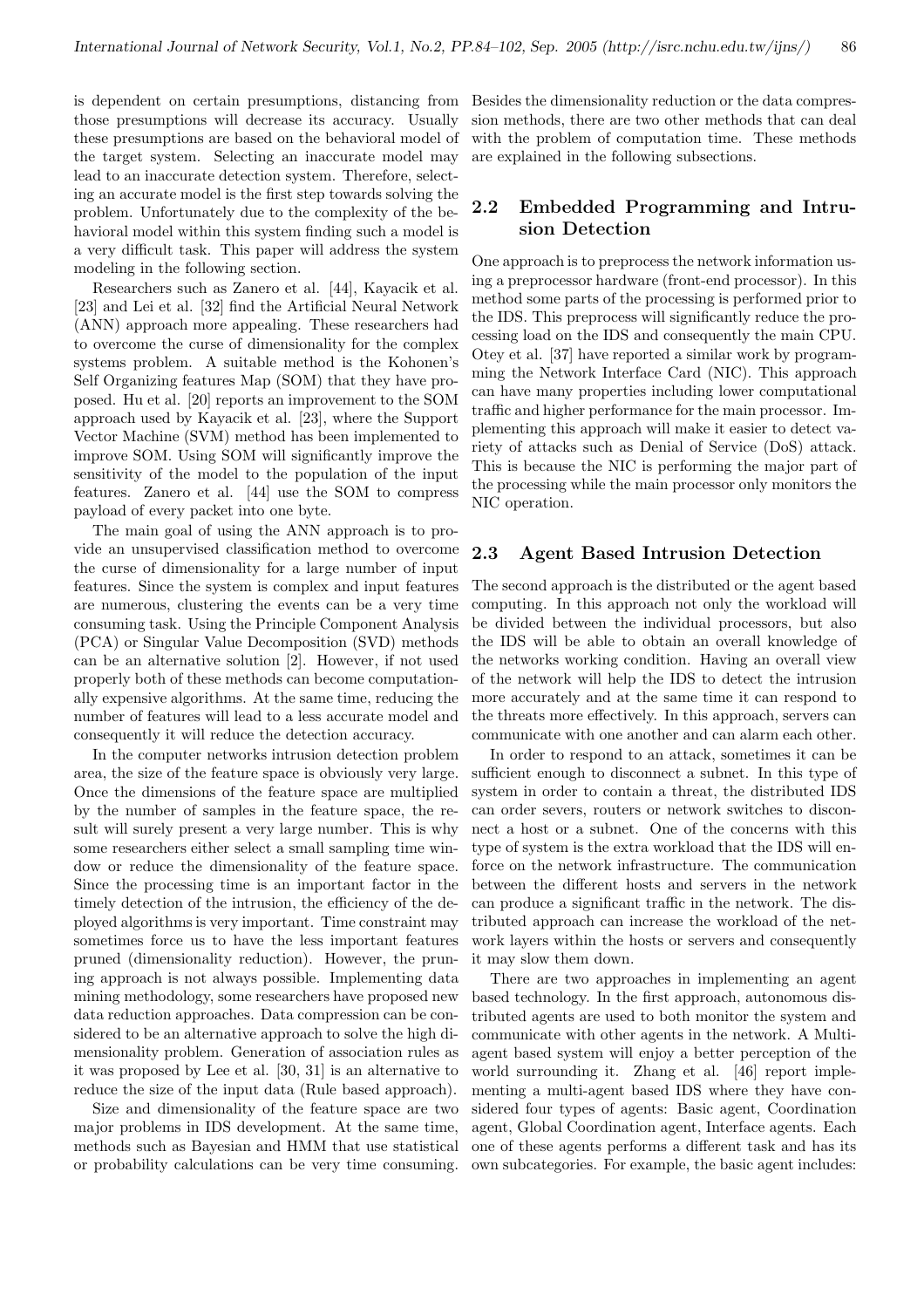is dependent on certain presumptions, distancing from those presumptions will decrease its accuracy. Usually these presumptions are based on the behavioral model of the target system. Selecting an inaccurate model may lead to an inaccurate detection system. Therefore, selecting an accurate model is the first step towards solving the problem. Unfortunately due to the complexity of the behavioral model within this system finding such a model is a very difficult task. This paper will address the system modeling in the following section.

Researchers such as Zanero et al. [44], Kayacik et al. [23] and Lei et al. [32] find the Artificial Neural Network (ANN) approach more appealing. These researchers had to overcome the curse of dimensionality for the complex systems problem. A suitable method is the Kohonen's Self Organizing features Map (SOM) that they have proposed. Hu et al. [20] reports an improvement to the SOM approach used by Kayacik et al. [23], where the Support Vector Machine (SVM) method has been implemented to improve SOM. Using SOM will significantly improve the sensitivity of the model to the population of the input features. Zanero et al. [44] use the SOM to compress payload of every packet into one byte.

The main goal of using the ANN approach is to provide an unsupervised classification method to overcome the curse of dimensionality for a large number of input features. Since the system is complex and input features are numerous, clustering the events can be a very time consuming task. Using the Principle Component Analysis (PCA) or Singular Value Decomposition (SVD) methods can be an alternative solution [2]. However, if not used properly both of these methods can become computationally expensive algorithms. At the same time, reducing the number of features will lead to a less accurate model and consequently it will reduce the detection accuracy.

In the computer networks intrusion detection problem area, the size of the feature space is obviously very large. Once the dimensions of the feature space are multiplied by the number of samples in the feature space, the result will surely present a very large number. This is why some researchers either select a small sampling time window or reduce the dimensionality of the feature space. Since the processing time is an important factor in the timely detection of the intrusion, the efficiency of the deployed algorithms is very important. Time constraint may sometimes force us to have the less important features pruned (dimensionality reduction). However, the pruning approach is not always possible. Implementing data mining methodology, some researchers have proposed new data reduction approaches. Data compression can be considered to be an alternative approach to solve the high dimensionality problem. Generation of association rules as it was proposed by Lee et al. [30, 31] is an alternative to reduce the size of the input data (Rule based approach).

Size and dimensionality of the feature space are two major problems in IDS development. At the same time, methods such as Bayesian and HMM that use statistical or probability calculations can be very time consuming. Besides the dimensionality reduction or the data compression methods, there are two other methods that can deal with the problem of computation time. These methods are explained in the following subsections.

### 2.2 Embedded Programming and Intrusion Detection

One approach is to preprocess the network information using a preprocessor hardware (front-end processor). In this method some parts of the processing is performed prior to the IDS. This preprocess will significantly reduce the processing load on the IDS and consequently the main CPU. Otey et al. [37] have reported a similar work by programming the Network Interface Card (NIC). This approach can have many properties including lower computational traffic and higher performance for the main processor. Implementing this approach will make it easier to detect variety of attacks such as Denial of Service (DoS) attack. This is because the NIC is performing the major part of the processing while the main processor only monitors the NIC operation.

### 2.3 Agent Based Intrusion Detection

The second approach is the distributed or the agent based computing. In this approach not only the workload will be divided between the individual processors, but also the IDS will be able to obtain an overall knowledge of the networks working condition. Having an overall view of the network will help the IDS to detect the intrusion more accurately and at the same time it can respond to the threats more effectively. In this approach, servers can communicate with one another and can alarm each other.

In order to respond to an attack, sometimes it can be sufficient enough to disconnect a subnet. In this type of system in order to contain a threat, the distributed IDS can order severs, routers or network switches to disconnect a host or a subnet. One of the concerns with this type of system is the extra workload that the IDS will enforce on the network infrastructure. The communication between the different hosts and servers in the network can produce a significant traffic in the network. The distributed approach can increase the workload of the network layers within the hosts or servers and consequently it may slow them down.

There are two approaches in implementing an agent based technology. In the first approach, autonomous distributed agents are used to both monitor the system and communicate with other agents in the network. A Multi-agent based system will enjoy a better perception of the world surrounding it. Zhang et al. [46] report implementing a multi-agent based IDS where they have considered four types of agents: Basic agent, Coordination agent, Global Coordination agent, Interface agents. Each one of these agents performs a different task and has its own subcategories. For example, the basic agent includes: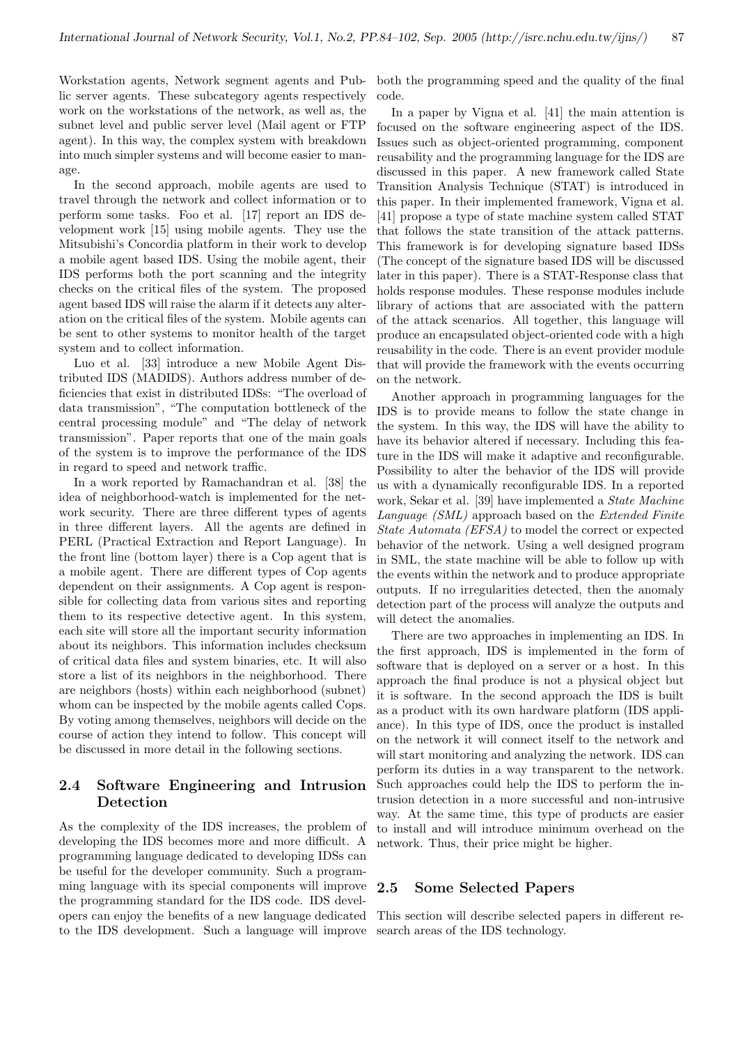Workstation agents, Network segment agents and Public server agents. These subcategory agents respectively work on the workstations of the network, as well as, the subnet level and public server level (Mail agent or FTP agent). In this way, the complex system with breakdown into much simpler systems and will become easier to manage.

In the second approach, mobile agents are used to travel through the network and collect information or to perform some tasks. Foo et al. [17] report an IDS development work [15] using mobile agents. They use the Mitsubishi's Concordia platform in their work to develop a mobile agent based IDS. Using the mobile agent, their IDS performs both the port scanning and the integrity checks on the critical files of the system. The proposed agent based IDS will raise the alarm if it detects any alteration on the critical files of the system. Mobile agents can be sent to other systems to monitor health of the target system and to collect information.

Luo et al. [33] introduce a new Mobile Agent Distributed IDS (MADIDS). Authors address number of deficiencies that exist in distributed IDSs: "The overload of data transmission", "The computation bottleneck of the central processing module" and "The delay of network transmission". Paper reports that one of the main goals of the system is to improve the performance of the IDS in regard to speed and network traffic.

In a work reported by Ramachandran et al. [38] the idea of neighborhood-watch is implemented for the network security. There are three different types of agents in three different layers. All the agents are defined in PERL (Practical Extraction and Report Language). In the front line (bottom layer) there is a Cop agent that is a mobile agent. There are different types of Cop agents dependent on their assignments. A Cop agent is responsible for collecting data from various sites and reporting them to its respective detective agent. In this system, each site will store all the important security information about its neighbors. This information includes checksum of critical data files and system binaries, etc. It will also store a list of its neighbors in the neighborhood. There are neighbors (hosts) within each neighborhood (subnet) whom can be inspected by the mobile agents called Cops. By voting among themselves, neighbors will decide on the course of action they intend to follow. This concept will be discussed in more detail in the following sections.

## 2.4 Software Engineering and Intrusion Detection

As the complexity of the IDS increases, the problem of developing the IDS becomes more and more difficult. A programming language dedicated to developing IDSs can be useful for the developer community. Such a programming language with its special components will improve the programming standard for the IDS code. IDS developers can enjoy the benefits of a new language dedicated to the IDS development. Such a language will improve both the programming speed and the quality of the final code.

In a paper by Vigna et al. [41] the main attention is focused on the software engineering aspect of the IDS. Issues such as object-oriented programming, component reusability and the programming language for the IDS are discussed in this paper. A new framework called State Transition Analysis Technique (STAT) is introduced in this paper. In their implemented framework, Vigna et al. [41] propose a type of state machine system called STAT that follows the state transition of the attack patterns. This framework is for developing signature based IDSs (The concept of the signature based IDS will be discussed later in this paper). There is a STAT-Response class that holds response modules. These response modules include library of actions that are associated with the pattern of the attack scenarios. All together, this language will produce an encapsulated object-oriented code with a high reusability in the code. There is an event provider module that will provide the framework with the events occurring on the network.

Another approach in programming languages for the IDS is to provide means to follow the state change in the system. In this way, the IDS will have the ability to have its behavior altered if necessary. Including this feature in the IDS will make it adaptive and reconfigurable. Possibility to alter the behavior of the IDS will provide us with a dynamically reconfigurable IDS. In a reported work, Sekar et al. [39] have implemented a *State Machine Language (SML)* approach based on the *Extended Finite State Automata (EFSA)* to model the correct or expected behavior of the network. Using a well designed program in SML, the state machine will be able to follow up with the events within the network and to produce appropriate outputs. If no irregularities detected, then the anomaly detection part of the process will analyze the outputs and will detect the anomalies.

There are two approaches in implementing an IDS. In the first approach, IDS is implemented in the form of software that is deployed on a server or a host. In this approach the final produce is not a physical object but it is software. In the second approach the IDS is built as a product with its own hardware platform (IDS appliance). In this type of IDS, once the product is installed on the network it will connect itself to the network and will start monitoring and analyzing the network. IDS can perform its duties in a way transparent to the network. Such approaches could help the IDS to perform the intrusion detection in a more successful and non-intrusive way. At the same time, this type of products are easier to install and will introduce minimum overhead on the network. Thus, their price might be higher.

## 2.5 Some Selected Papers

This section will describe selected papers in different research areas of the IDS technology.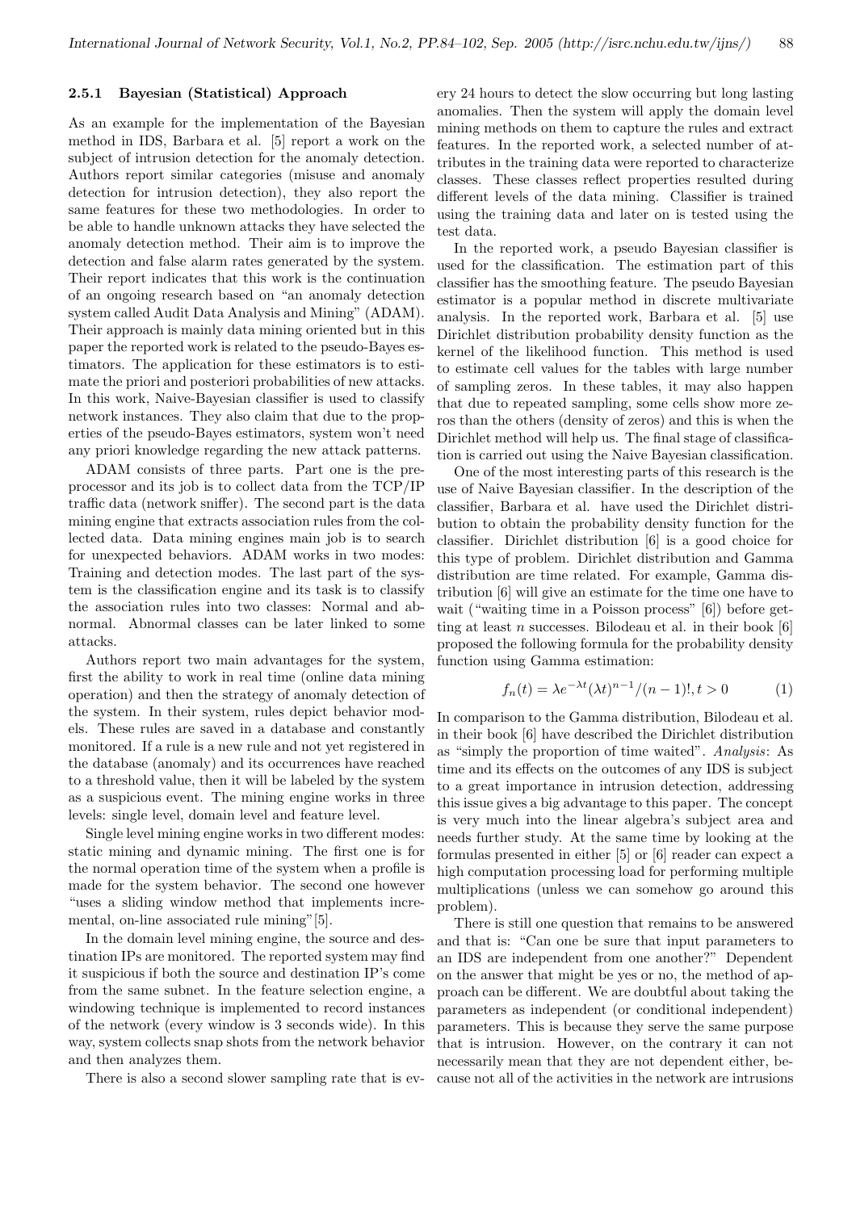#### 2.5.1 Bayesian (Statistical) Approach

As an example for the implementation of the Bayesian method in IDS, Barbara et al. [5] report a work on the subject of intrusion detection for the anomaly detection. Authors report similar categories (misuse and anomaly detection for intrusion detection), they also report the same features for these two methodologies. In order to be able to handle unknown attacks they have selected the anomaly detection method. Their aim is to improve the detection and false alarm rates generated by the system. Their report indicates that this work is the continuation of an ongoing research based on "an anomaly detection system called Audit Data Analysis and Mining" (ADAM). Their approach is mainly data mining oriented but in this paper the reported work is related to the pseudo-Bayes estimators. The application for these estimators is to estimate the priori and posteriori probabilities of new attacks. In this work, Naive-Bayesian classifier is used to classify network instances. They also claim that due to the properties of the pseudo-Bayes estimators, system won't need any priori knowledge regarding the new attack patterns.

ADAM consists of three parts. Part one is the preprocessor and its job is to collect data from the TCP/IP traffic data (network sniffer). The second part is the data mining engine that extracts association rules from the collected data. Data mining engines main job is to search for unexpected behaviors. ADAM works in two modes: Training and detection modes. The last part of the system is the classification engine and its task is to classify the association rules into two classes: Normal and abnormal. Abnormal classes can be later linked to some attacks.

Authors report two main advantages for the system, first the ability to work in real time (online data mining operation) and then the strategy of anomaly detection of the system. In their system, rules depict behavior models. These rules are saved in a database and constantly monitored. If a rule is a new rule and not yet registered in the database (anomaly) and its occurrences have reached to a threshold value, then it will be labeled by the system as a suspicious event. The mining engine works in three levels: single level, domain level and feature level.

Single level mining engine works in two different modes: static mining and dynamic mining. The first one is for the normal operation time of the system when a profile is made for the system behavior. The second one however "uses a sliding window method that implements incremental, on-line associated rule mining"[5].

In the domain level mining engine, the source and destination IPs are monitored. The reported system may find it suspicious if both the source and destination IP's come from the same subnet. In the feature selection engine, a windowing technique is implemented to record instances of the network (every window is 3 seconds wide). In this way, system collects snap shots from the network behavior and then analyzes them.

There is also a second slower sampling rate that is every 24 hours to detect the slow occurring but long lasting anomalies. Then the system will apply the domain level mining methods on them to capture the rules and extract features. In the reported work, a selected number of attributes in the training data were reported to characterize classes. These classes reflect properties resulted during different levels of the data mining. Classifier is trained using the training data and later on is tested using the test data.

In the reported work, a pseudo Bayesian classifier is used for the classification. The estimation part of this classifier has the smoothing feature. The pseudo Bayesian estimator is a popular method in discrete multivariate analysis. In the reported work, Barbara et al. [5] use Dirichlet distribution probability density function as the kernel of the likelihood function. This method is used to estimate cell values for the tables with large number of sampling zeros. In these tables, it may also happen that due to repeated sampling, some cells show more zeros than the others (density of zeros) and this is when the Dirichlet method will help us. The final stage of classification is carried out using the Naive Bayesian classification.

One of the most interesting parts of this research is the use of Naive Bayesian classifier. In the description of the classifier, Barbara et al. have used the Dirichlet distribution to obtain the probability density function for the classifier. Dirichlet distribution [6] is a good choice for this type of problem. Dirichlet distribution and Gamma distribution are time related. For example, Gamma distribution [6] will give an estimate for the time one have to wait ("waiting time in a Poisson process" [6]) before getting at least $n$ successes. Bilodeau et al. in their book [6] proposed the following formula for the probability density function using Gamma estimation:

$$f_n(t) = \lambda e^{-\lambda t}(\lambda t)^{n-1}/(n-1)!, t > 0 \qquad (1)$$

In comparison to the Gamma distribution, Bilodeau et al. in their book [6] have described the Dirichlet distribution as "simply the proportion of time waited". *Analysis*: As time and its effects on the outcomes of any IDS is subject to a great importance in intrusion detection, addressing this issue gives a big advantage to this paper. The concept is very much into the linear algebra's subject area and needs further study. At the same time by looking at the formulas presented in either [5] or [6] reader can expect a high computation processing load for performing multiple multiplications (unless we can somehow go around this problem).

There is still one question that remains to be answered and that is: "Can one be sure that input parameters to an IDS are independent from one another?" Dependent on the answer that might be yes or no, the method of approach can be different. We are doubtful about taking the parameters as independent (or conditional independent) parameters. This is because they serve the same purpose that is intrusion. However, on the contrary it can not necessarily mean that they are not dependent either, because not all of the activities in the network are intrusions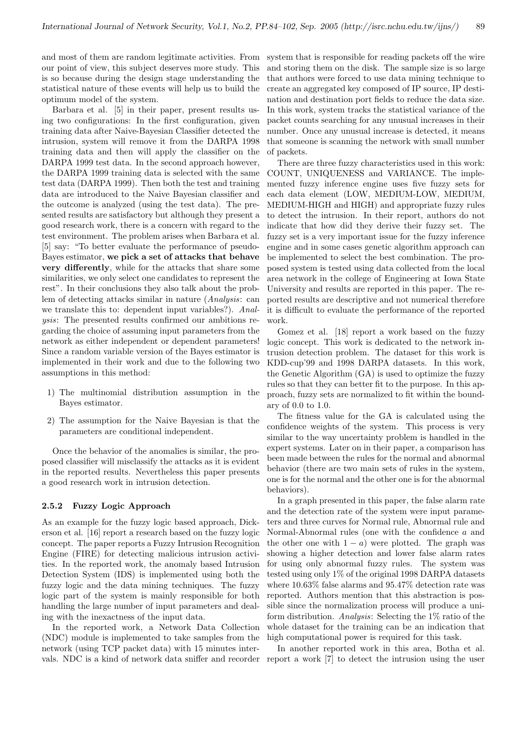and most of them are random legitimate activities. From our point of view, this subject deserves more study. This is so because during the design stage understanding the statistical nature of these events will help us to build the optimum model of the system.

Barbara et al. [5] in their paper, present results using two configurations: In the first configuration, given training data after Naive-Bayesian Classifier detected the intrusion, system will remove it from the DARPA 1998 training data and then will apply the classifier on the DARPA 1999 test data. In the second approach however, the DARPA 1999 training data is selected with the same test data (DARPA 1999). Then both the test and training data are introduced to the Naive Bayesian classifier and the outcome is analyzed (using the test data). The presented results are satisfactory but although they present a good research work, there is a concern with regard to the test environment. The problem arises when Barbara et al. [5] say: "To better evaluate the performance of pseudo-Bayes estimator, **we pick a set of attacks that behave very differently**, while for the attacks that share some similarities, we only select one candidates to represent the rest". In their conclusions they also talk about the problem of detecting attacks similar in nature (*Analysis*: can we translate this to: dependent input variables?). *Analysis*: The presented results confirmed our ambitions regarding the choice of assuming input parameters from the network as either independent or dependent parameters! Since a random variable version of the Bayes estimator is implemented in their work and due to the following two assumptions in this method:

1) The multinomial distribution assumption in the Bayes estimator.
2) The assumption for the Naive Bayesian is that the parameters are conditional independent.

Once the behavior of the anomalies is similar, the proposed classifier will misclassify the attacks as it is evident in the reported results. Nevertheless this paper presents a good research work in intrusion detection.

### 2.5.2 Fuzzy Logic Approach

As an example for the fuzzy logic based approach, Dickerson et al. [16] report a research based on the fuzzy logic concept. The paper reports a Fuzzy Intrusion Recognition Engine (FIRE) for detecting malicious intrusion activities. In the reported work, the anomaly based Intrusion Detection System (IDS) is implemented using both the fuzzy logic and the data mining techniques. The fuzzy logic part of the system is mainly responsible for both handling the large number of input parameters and dealing with the inexactness of the input data.

In the reported work, a Network Data Collection (NDC) module is implemented to take samples from the network (using TCP packet data) with 15 minutes intervals. NDC is a kind of network data sniffer and recorder system that is responsible for reading packets off the wire and storing them on the disk. The sample size is so large that authors were forced to use data mining technique to create an aggregated key composed of IP source, IP destination and destination port fields to reduce the data size. In this work, system tracks the statistical variance of the packet counts searching for any unusual increases in their number. Once any unusual increase is detected, it means that someone is scanning the network with small number of packets.

There are three fuzzy characteristics used in this work: COUNT, UNIQUENESS and VARIANCE. The implemented fuzzy inference engine uses five fuzzy sets for each data element (LOW, MEDIUM-LOW, MEDIUM, MEDIUM-HIGH and HIGH) and appropriate fuzzy rules to detect the intrusion. In their report, authors do not indicate that how did they derive their fuzzy set. The fuzzy set is a very important issue for the fuzzy inference engine and in some cases genetic algorithm approach can be implemented to select the best combination. The proposed system is tested using data collected from the local area network in the college of Engineering at Iowa State University and results are reported in this paper. The reported results are descriptive and not numerical therefore it is difficult to evaluate the performance of the reported work.

Gomez et al. [18] report a work based on the fuzzy logic concept. This work is dedicated to the network intrusion detection problem. The dataset for this work is KDD-cup'99 and 1998 DARPA datasets. In this work, the Genetic Algorithm (GA) is used to optimize the fuzzy rules so that they can better fit to the purpose. In this approach, fuzzy sets are normalized to fit within the boundary of 0.0 to 1.0.

The fitness value for the GA is calculated using the confidence weights of the system. This process is very similar to the way uncertainty problem is handled in the expert systems. Later on in their paper, a comparison has been made between the rules for the normal and abnormal behavior (there are two main sets of rules in the system, one is for the normal and the other one is for the abnormal behaviors).

In a graph presented in this paper, the false alarm rate and the detection rate of the system were input parameters and three curves for Normal rule, Abnormal rule and Normal-Abnormal rules (one with the confidence $a$ and the other one with $1 - a$) were plotted. The graph was showing a higher detection and lower false alarm rates for using only abnormal fuzzy rules. The system was tested using only 1% of the original 1998 DARPA datasets where 10.63% false alarms and 95.47% detection rate was reported. Authors mention that this abstraction is possible since the normalization process will produce a uniform distribution. *Analysis*: Selecting the 1% ratio of the whole dataset for the training can be an indication that high computational power is required for this task.

In another reported work in this area, Botha et al. report a work [7] to detect the intrusion using the user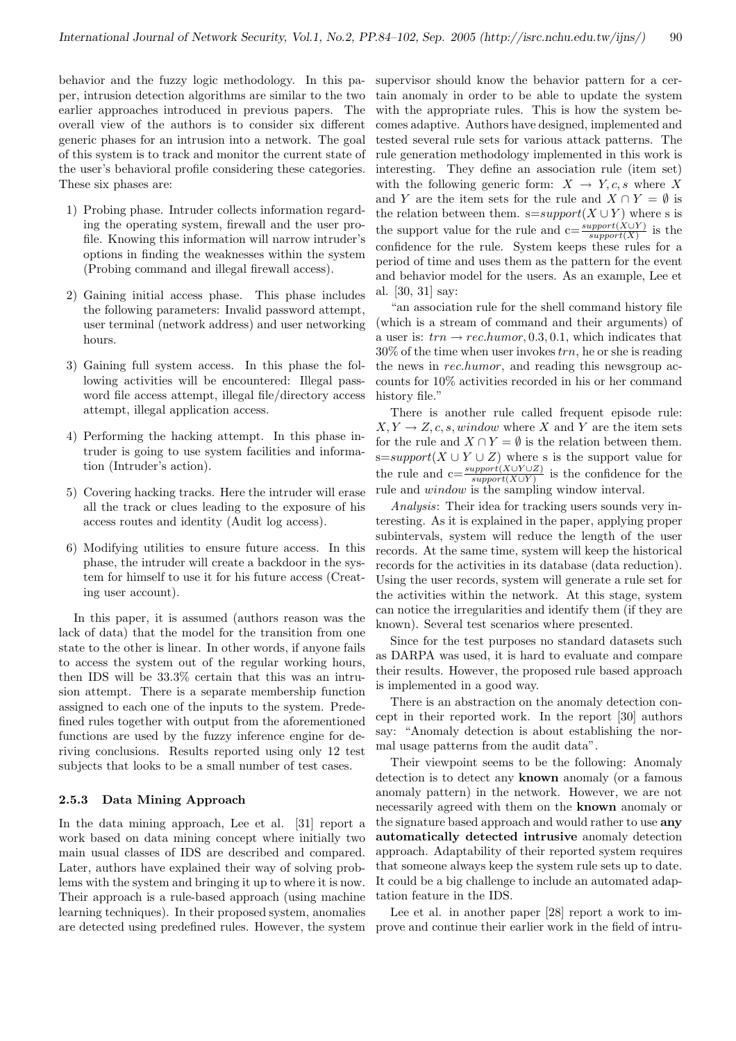behavior and the fuzzy logic methodology. In this paper, intrusion detection algorithms are similar to the two earlier approaches introduced in previous papers. The overall view of the authors is to consider six different generic phases for an intrusion into a network. The goal of this system is to track and monitor the current state of the user's behavioral profile considering these categories. These six phases are:

1) Probing phase. Intruder collects information regarding the operating system, firewall and the user profile. Knowing this information will narrow intruder's options in finding the weaknesses within the system (Probing command and illegal firewall access).

2) Gaining initial access phase. This phase includes the following parameters: Invalid password attempt, user terminal (network address) and user networking hours.

3) Gaining full system access. In this phase the following activities will be encountered: Illegal password file access attempt, illegal file/directory access attempt, illegal application access.

4) Performing the hacking attempt. In this phase intruder is going to use system facilities and information (Intruder's action).

5) Covering hacking tracks. Here the intruder will erase all the track or clues leading to the exposure of his access routes and identity (Audit log access).

6) Modifying utilities to ensure future access. In this phase, the intruder will create a backdoor in the system for himself to use it for his future access (Creating user account).

In this paper, it is assumed (authors reason was the lack of data) that the model for the transition from one state to the other is linear. In other words, if anyone fails to access the system out of the regular working hours, then IDS will be 33.3% certain that this was an intrusion attempt. There is a separate membership function assigned to each one of the inputs to the system. Predefined rules together with output from the aforementioned functions are used by the fuzzy inference engine for deriving conclusions. Results reported using only 12 test subjects that looks to be a small number of test cases.

### 2.5.3 Data Mining Approach

In the data mining approach, Lee et al. [31] report a work based on data mining concept where initially two main usual classes of IDS are described and compared. Later, authors have explained their way of solving problems with the system and bringing it up to where it is now. Their approach is a rule-based approach (using machine learning techniques). In their proposed system, anomalies are detected using predefined rules. However, the system supervisor should know the behavior pattern for a certain anomaly in order to be able to update the system with the appropriate rules. This is how the system becomes adaptive. Authors have designed, implemented and tested several rule sets for various attack patterns. The rule generation methodology implemented in this work is interesting. They define an association rule (item set) with the following generic form: $X \rightarrow Y, c, s$ where $X$ and $Y$ are the item sets for the rule and $X \cap Y = \emptyset$ is the relation between them. s=$support(X \cup Y)$ where s is the support value for the rule and c=$\frac{support(X \cup Y)}{support(X)}$ is the confidence for the rule. System keeps these rules for a period of time and uses them as the pattern for the event and behavior model for the users. As an example, Lee et al. [30, 31] say:

"an association rule for the shell command history file (which is a stream of command and their arguments) of a user is: $trn \rightarrow rec.humor, 0.3, 0.1$, which indicates that 30% of the time when user invokes $trn$, he or she is reading the news in *rec.humor*, and reading this newsgroup accounts for 10% activities recorded in his or her command history file."

There is another rule called frequent episode rule: $X, Y \rightarrow Z, c, s, window$ where $X$ and $Y$ are the item sets for the rule and $X \cap Y = \emptyset$ is the relation between them. s=$support(X \cup Y \cup Z)$ where s is the support value for the rule and c=$\frac{support(X \cup Y \cup Z)}{support(X \cup Y)}$ is the confidence for the rule and *window* is the sampling window interval.

*Analysis*: Their idea for tracking users sounds very interesting. As it is explained in the paper, applying proper subintervals, system will reduce the length of the user records. At the same time, system will keep the historical records for the activities in its database (data reduction). Using the user records, system will generate a rule set for the activities within the network. At this stage, system can notice the irregularities and identify them (if they are known). Several test scenarios where presented.

Since for the test purposes no standard datasets such as DARPA was used, it is hard to evaluate and compare their results. However, the proposed rule based approach is implemented in a good way.

There is an abstraction on the anomaly detection concept in their reported work. In the report [30] authors say: "Anomaly detection is about establishing the normal usage patterns from the audit data".

Their viewpoint seems to be the following: Anomaly detection is to detect any **known** anomaly (or a famous anomaly pattern) in the network. However, we are not necessarily agreed with them on the **known** anomaly or the signature based approach and would rather to use **any automatically detected intrusive** anomaly detection approach. Adaptability of their reported system requires that someone always keep the system rule sets up to date. It could be a big challenge to include an automated adaptation feature in the IDS.

Lee et al. in another paper [28] report a work to improve and continue their earlier work in the field of intru-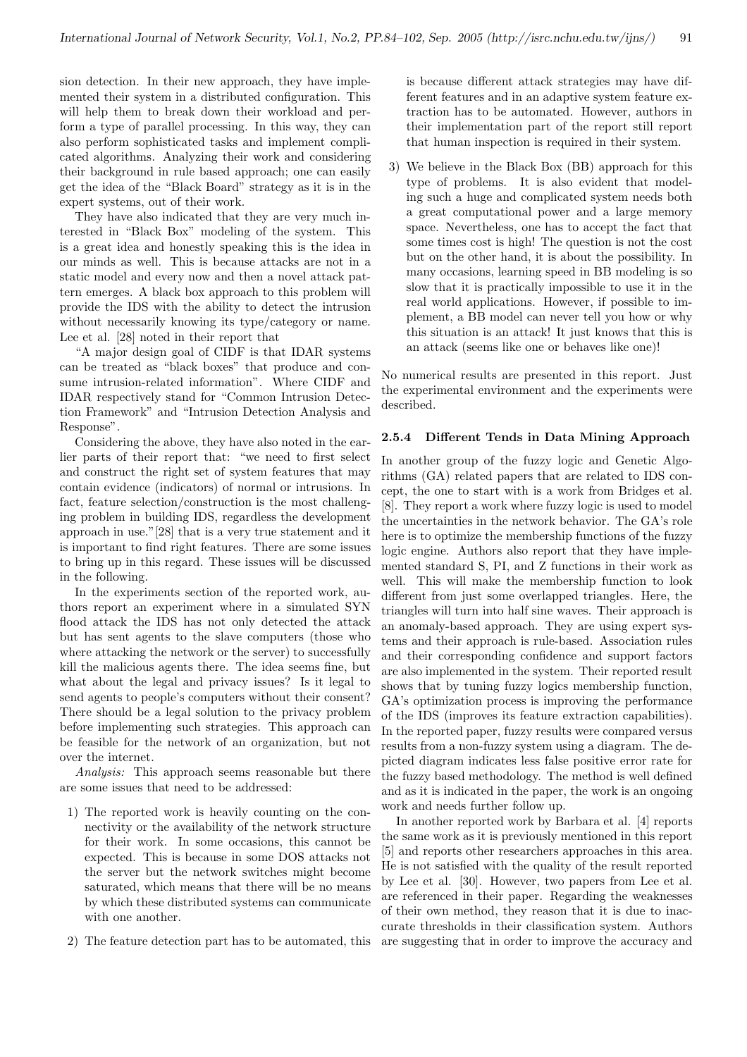sion detection. In their new approach, they have implemented their system in a distributed configuration. This will help them to break down their workload and perform a type of parallel processing. In this way, they can also perform sophisticated tasks and implement complicated algorithms. Analyzing their work and considering their background in rule based approach; one can easily get the idea of the "Black Board" strategy as it is in the expert systems, out of their work.

They have also indicated that they are very much interested in "Black Box" modeling of the system. This is a great idea and honestly speaking this is the idea in our minds as well. This is because attacks are not in a static model and every now and then a novel attack pattern emerges. A black box approach to this problem will provide the IDS with the ability to detect the intrusion without necessarily knowing its type/category or name. Lee et al. [28] noted in their report that

"A major design goal of CIDF is that IDAR systems can be treated as "black boxes" that produce and consume intrusion-related information". Where CIDF and IDAR respectively stand for "Common Intrusion Detection Framework" and "Intrusion Detection Analysis and Response".

Considering the above, they have also noted in the earlier parts of their report that: "we need to first select and construct the right set of system features that may contain evidence (indicators) of normal or intrusions. In fact, feature selection/construction is the most challenging problem in building IDS, regardless the development approach in use."[28] that is a very true statement and it is important to find right features. There are some issues to bring up in this regard. These issues will be discussed in the following.

In the experiments section of the reported work, authors report an experiment where in a simulated SYN flood attack the IDS has not only detected the attack but has sent agents to the slave computers (those who where attacking the network or the server) to successfully kill the malicious agents there. The idea seems fine, but what about the legal and privacy issues? Is it legal to send agents to people's computers without their consent? There should be a legal solution to the privacy problem before implementing such strategies. This approach can be feasible for the network of an organization, but not over the internet.

*Analysis:* This approach seems reasonable but there are some issues that need to be addressed:

1) The reported work is heavily counting on the connectivity or the availability of the network structure for their work. In some occasions, this cannot be expected. This is because in some DOS attacks not the server but the network switches might become saturated, which means that there will be no means by which these distributed systems can communicate with one another.

2) The feature detection part has to be automated, this is because different attack strategies may have different features and in an adaptive system feature extraction has to be automated. However, authors in their implementation part of the report still report that human inspection is required in their system.

3) We believe in the Black Box (BB) approach for this type of problems. It is also evident that modeling such a huge and complicated system needs both a great computational power and a large memory space. Nevertheless, one has to accept the fact that some times cost is high! The question is not the cost but on the other hand, it is about the possibility. In many occasions, learning speed in BB modeling is so slow that it is practically impossible to use it in the real world applications. However, if possible to implement, a BB model can never tell you how or why this situation is an attack! It just knows that this is an attack (seems like one or behaves like one)!

No numerical results are presented in this report. Just the experimental environment and the experiments were described.

#### 2.5.4 Different Tends in Data Mining Approach

In another group of the fuzzy logic and Genetic Algorithms (GA) related papers that are related to IDS concept, the one to start with is a work from Bridges et al. [8]. They report a work where fuzzy logic is used to model the uncertainties in the network behavior. The GA's role here is to optimize the membership functions of the fuzzy logic engine. Authors also report that they have implemented standard S, PI, and Z functions in their work as well. This will make the membership function to look different from just some overlapped triangles. Here, the triangles will turn into half sine waves. Their approach is an anomaly-based approach. They are using expert systems and their approach is rule-based. Association rules and their corresponding confidence and support factors are also implemented in the system. Their reported result shows that by tuning fuzzy logics membership function, GA's optimization process is improving the performance of the IDS (improves its feature extraction capabilities). In the reported paper, fuzzy results were compared versus results from a non-fuzzy system using a diagram. The depicted diagram indicates less false positive error rate for the fuzzy based methodology. The method is well defined and as it is indicated in the paper, the work is an ongoing work and needs further follow up.

In another reported work by Barbara et al. [4] reports the same work as it is previously mentioned in this report [5] and reports other researchers approaches in this area. He is not satisfied with the quality of the result reported by Lee et al. [30]. However, two papers from Lee et al. are referenced in their paper. Regarding the weaknesses of their own method, they reason that it is due to inaccurate thresholds in their classification system. Authors are suggesting that in order to improve the accuracy and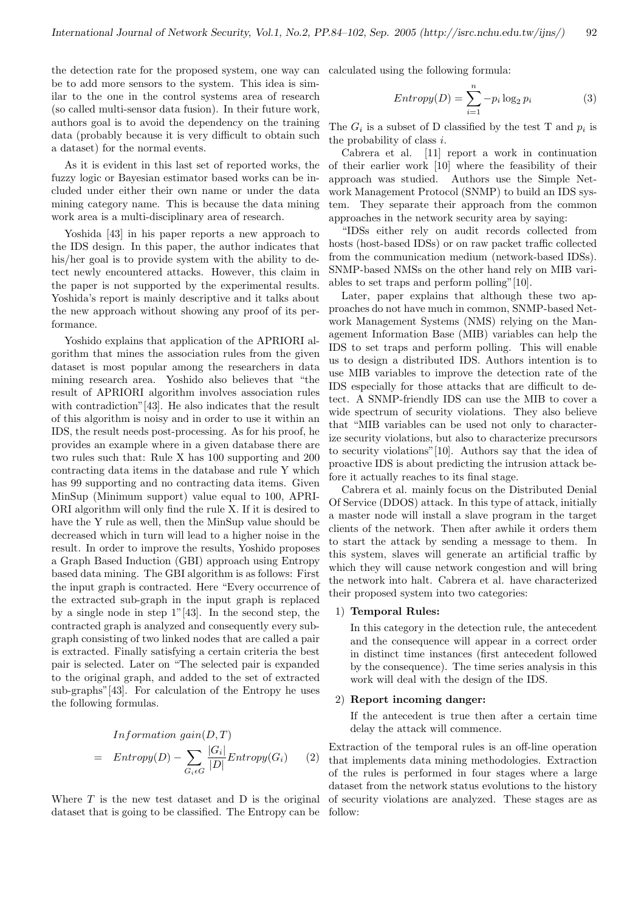the detection rate for the proposed system, one way can be to add more sensors to the system. This idea is similar to the one in the control systems area of research (so called multi-sensor data fusion). In their future work, authors goal is to avoid the dependency on the training data (probably because it is very difficult to obtain such a dataset) for the normal events.

As it is evident in this last set of reported works, the fuzzy logic or Bayesian estimator based works can be included under either their own name or under the data mining category name. This is because the data mining work area is a multi-disciplinary area of research.

Yoshida [43] in his paper reports a new approach to the IDS design. In this paper, the author indicates that his/her goal is to provide system with the ability to detect newly encountered attacks. However, this claim in the paper is not supported by the experimental results. Yoshida's report is mainly descriptive and it talks about the new approach without showing any proof of its performance.

Yoshido explains that application of the APRIORI algorithm that mines the association rules from the given dataset is most popular among the researchers in data mining research area. Yoshido also believes that "the result of APRIORI algorithm involves association rules with contradiction"[43]. He also indicates that the result of this algorithm is noisy and in order to use it within an IDS, the result needs post-processing. As for his proof, he provides an example where in a given database there are two rules such that: Rule X has 100 supporting and 200 contracting data items in the database and rule Y which has 99 supporting and no contracting data items. Given MinSup (Minimum support) value equal to 100, APRIORI algorithm will only find the rule X. If it is desired to have the Y rule as well, then the MinSup value should be decreased which in turn will lead to a higher noise in the result. In order to improve the results, Yoshido proposes a Graph Based Induction (GBI) approach using Entropy based data mining. The GBI algorithm is as follows: First the input graph is contracted. Here "Every occurrence of the extracted sub-graph in the input graph is replaced by a single node in step 1"[43]. In the second step, the contracted graph is analyzed and consequently every subgraph consisting of two linked nodes that are called a pair is extracted. Finally satisfying a certain criteria the best pair is selected. Later on "The selected pair is expanded to the original graph, and added to the set of extracted sub-graphs"[43]. For calculation of the Entropy he uses the following formulas.

$$
\begin{aligned}
& Information\ gain(D,T) \\
= \;& Entropy(D) - \sum_{G_i \epsilon G} \frac{|G_i|}{|D|} Entropy(G_i) \qquad (2)
\end{aligned}
$$

Where $T$ is the new test dataset and D is the original dataset that is going to be classified. The Entropy can be calculated using the following formula:

$$
Entropy(D) = \sum_{i=1}^{n} -p_i \log_2 p_i \qquad (3)
$$

The $G_i$ is a subset of D classified by the test T and $p_i$ is the probability of class $i$.

Cabrera et al. [11] report a work in continuation of their earlier work [10] where the feasibility of their approach was studied. Authors use the Simple Network Management Protocol (SNMP) to build an IDS system. They separate their approach from the common approaches in the network security area by saying:

"IDSs either rely on audit records collected from hosts (host-based IDSs) or on raw packet traffic collected from the communication medium (network-based IDSs). SNMP-based NMSs on the other hand rely on MIB variables to set traps and perform polling"[10].

Later, paper explains that although these two approaches do not have much in common, SNMP-based Network Management Systems (NMS) relying on the Management Information Base (MIB) variables can help the IDS to set traps and perform polling. This will enable us to design a distributed IDS. Authors intention is to use MIB variables to improve the detection rate of the IDS especially for those attacks that are difficult to detect. A SNMP-friendly IDS can use the MIB to cover a wide spectrum of security violations. They also believe that "MIB variables can be used not only to characterize security violations, but also to characterize precursors to security violations"[10]. Authors say that the idea of proactive IDS is about predicting the intrusion attack before it actually reaches to its final stage.

Cabrera et al. mainly focus on the Distributed Denial Of Service (DDOS) attack. In this type of attack, initially a master node will install a slave program in the target clients of the network. Then after awhile it orders them to start the attack by sending a message to them. In this system, slaves will generate an artificial traffic by which they will cause network congestion and will bring the network into halt. Cabrera et al. have characterized their proposed system into two categories:

1) **Temporal Rules:**

   In this category in the detection rule, the antecedent and the consequence will appear in a correct order in distinct time instances (first antecedent followed by the consequence). The time series analysis in this work will deal with the design of the IDS.

2) **Report incoming danger:**

   If the antecedent is true then after a certain time delay the attack will commence.

Extraction of the temporal rules is an off-line operation that implements data mining methodologies. Extraction of the rules is performed in four stages where a large dataset from the network status evolutions to the history of security violations are analyzed. These stages are as follow: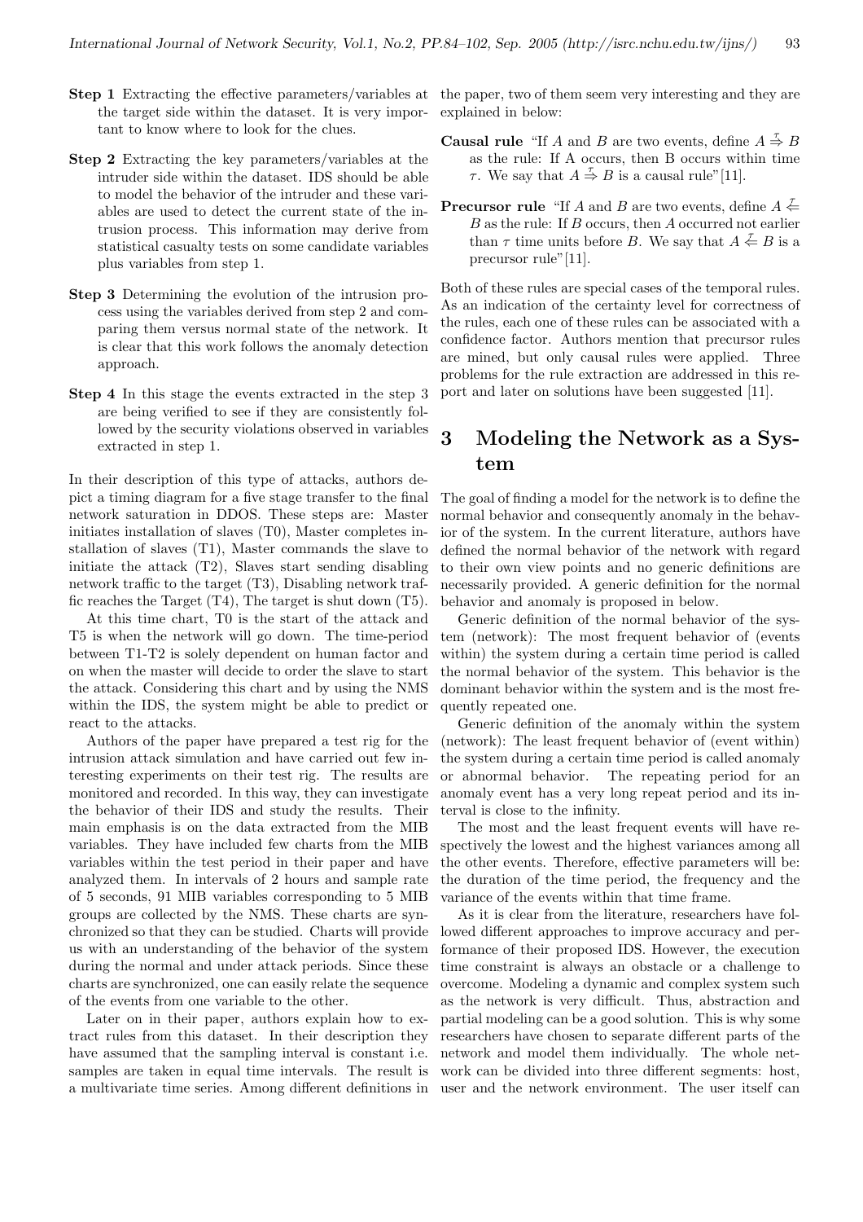**Step 1** Extracting the effective parameters/variables at the target side within the dataset. It is very important to know where to look for the clues.

**Step 2** Extracting the key parameters/variables at the intruder side within the dataset. IDS should be able to model the behavior of the intruder and these variables are used to detect the current state of the intrusion process. This information may derive from statistical casualty tests on some candidate variables plus variables from step 1.

**Step 3** Determining the evolution of the intrusion process using the variables derived from step 2 and comparing them versus normal state of the network. It is clear that this work follows the anomaly detection approach.

**Step 4** In this stage the events extracted in the step 3 are being verified to see if they are consistently followed by the security violations observed in variables extracted in step 1.

In their description of this type of attacks, authors depict a timing diagram for a five stage transfer to the final network saturation in DDOS. These steps are: Master initiates installation of slaves (T0), Master completes installation of slaves (T1), Master commands the slave to initiate the attack (T2), Slaves start sending disabling network traffic to the target (T3), Disabling network traffic reaches the Target (T4), The target is shut down (T5).

At this time chart, T0 is the start of the attack and T5 is when the network will go down. The time-period between T1-T2 is solely dependent on human factor and on when the master will decide to order the slave to start the attack. Considering this chart and by using the NMS within the IDS, the system might be able to predict or react to the attacks.

Authors of the paper have prepared a test rig for the intrusion attack simulation and have carried out few interesting experiments on their test rig. The results are monitored and recorded. In this way, they can investigate the behavior of their IDS and study the results. Their main emphasis is on the data extracted from the MIB variables. They have included few charts from the MIB variables within the test period in their paper and have analyzed them. In intervals of 2 hours and sample rate of 5 seconds, 91 MIB variables corresponding to 5 MIB groups are collected by the NMS. These charts are synchronized so that they can be studied. Charts will provide us with an understanding of the behavior of the system during the normal and under attack periods. Since these charts are synchronized, one can easily relate the sequence of the events from one variable to the other.

Later on in their paper, authors explain how to extract rules from this dataset. In their description they have assumed that the sampling interval is constant i.e. samples are taken in equal time intervals. The result is a multivariate time series. Among different definitions in the paper, two of them seem very interesting and they are explained in below:

**Causal rule** "If $A$ and $B$ are two events, define $A \overset{\tau}{\Rightarrow} B$ as the rule: If A occurs, then B occurs within time $\tau$. We say that $A \overset{\tau}{\Rightarrow} B$ is a causal rule"[11].

**Precursor rule** "If $A$ and $B$ are two events, define $A \overset{\tau}{\Leftarrow} B$ as the rule: If $B$ occurs, then $A$ occurred not earlier than $\tau$ time units before $B$. We say that $A \overset{\tau}{\Leftarrow} B$ is a precursor rule"[11].

Both of these rules are special cases of the temporal rules. As an indication of the certainty level for correctness of the rules, each one of these rules can be associated with a confidence factor. Authors mention that precursor rules are mined, but only causal rules were applied. Three problems for the rule extraction are addressed in this report and later on solutions have been suggested [11].

## 3 Modeling the Network as a System

The goal of finding a model for the network is to define the normal behavior and consequently anomaly in the behavior of the system. In the current literature, authors have defined the normal behavior of the network with regard to their own view points and no generic definitions are necessarily provided. A generic definition for the normal behavior and anomaly is proposed in below.

Generic definition of the normal behavior of the system (network): The most frequent behavior of (events within) the system during a certain time period is called the normal behavior of the system. This behavior is the dominant behavior within the system and is the most frequently repeated one.

Generic definition of the anomaly within the system (network): The least frequent behavior of (event within) the system during a certain time period is called anomaly or abnormal behavior. The repeating period for an anomaly event has a very long repeat period and its interval is close to the infinity.

The most and the least frequent events will have respectively the lowest and the highest variances among all the other events. Therefore, effective parameters will be: the duration of the time period, the frequency and the variance of the events within that time frame.

As it is clear from the literature, researchers have followed different approaches to improve accuracy and performance of their proposed IDS. However, the execution time constraint is always an obstacle or a challenge to overcome. Modeling a dynamic and complex system such as the network is very difficult. Thus, abstraction and partial modeling can be a good solution. This is why some researchers have chosen to separate different parts of the network and model them individually. The whole network can be divided into three different segments: host, user and the network environment. The user itself can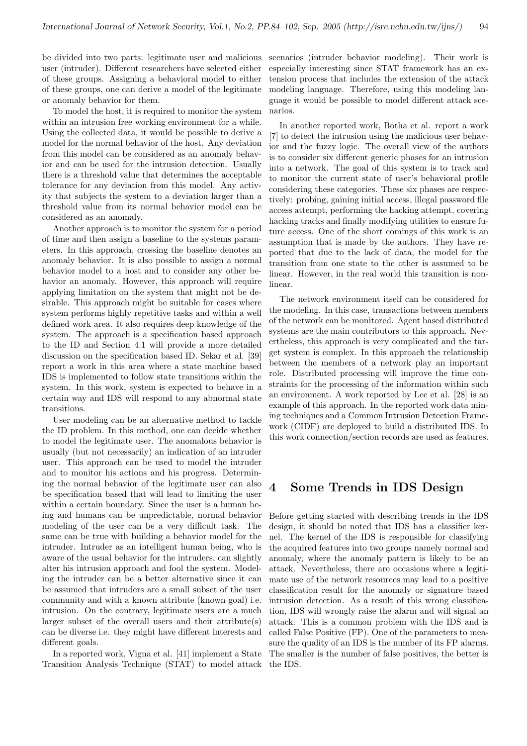be divided into two parts: legitimate user and malicious user (intruder). Different researchers have selected either of these groups. Assigning a behavioral model to either of these groups, one can derive a model of the legitimate or anomaly behavior for them.

To model the host, it is required to monitor the system within an intrusion free working environment for a while. Using the collected data, it would be possible to derive a model for the normal behavior of the host. Any deviation from this model can be considered as an anomaly behavior and can be used for the intrusion detection. Usually there is a threshold value that determines the acceptable tolerance for any deviation from this model. Any activity that subjects the system to a deviation larger than a threshold value from its normal behavior model can be considered as an anomaly.

Another approach is to monitor the system for a period of time and then assign a baseline to the systems parameters. In this approach, crossing the baseline denotes an anomaly behavior. It is also possible to assign a normal behavior model to a host and to consider any other behavior an anomaly. However, this approach will require applying limitation on the system that might not be desirable. This approach might be suitable for cases where system performs highly repetitive tasks and within a well defined work area. It also requires deep knowledge of the system. The approach is a specification based approach to the ID and Section 4.1 will provide a more detailed discussion on the specification based ID. Sekar et al. [39] report a work in this area where a state machine based IDS is implemented to follow state transitions within the system. In this work, system is expected to behave in a certain way and IDS will respond to any abnormal state transitions.

User modeling can be an alternative method to tackle the ID problem. In this method, one can decide whether to model the legitimate user. The anomalous behavior is usually (but not necessarily) an indication of an intruder user. This approach can be used to model the intruder and to monitor his actions and his progress. Determining the normal behavior of the legitimate user can also be specification based that will lead to limiting the user within a certain boundary. Since the user is a human being and humans can be unpredictable, normal behavior modeling of the user can be a very difficult task. The same can be true with building a behavior model for the intruder. Intruder as an intelligent human being, who is aware of the usual behavior for the intruders, can slightly alter his intrusion approach and fool the system. Modeling the intruder can be a better alternative since it can be assumed that intruders are a small subset of the user community and with a known attribute (known goal) i.e. intrusion. On the contrary, legitimate users are a much larger subset of the overall users and their attribute(s) can be diverse i.e. they might have different interests and different goals.

In a reported work, Vigna et al. [41] implement a State Transition Analysis Technique (STAT) to model attack scenarios (intruder behavior modeling). Their work is especially interesting since STAT framework has an extension process that includes the extension of the attack modeling language. Therefore, using this modeling language it would be possible to model different attack scenarios.

In another reported work, Botha et al. report a work [7] to detect the intrusion using the malicious user behavior and the fuzzy logic. The overall view of the authors is to consider six different generic phases for an intrusion into a network. The goal of this system is to track and to monitor the current state of user's behavioral profile considering these categories. These six phases are respectively: probing, gaining initial access, illegal password file access attempt, performing the hacking attempt, covering hacking tracks and finally modifying utilities to ensure future access. One of the short comings of this work is an assumption that is made by the authors. They have reported that due to the lack of data, the model for the transition from one state to the other is assumed to be linear. However, in the real world this transition is nonlinear.

The network environment itself can be considered for the modeling. In this case, transactions between members of the network can be monitored. Agent based distributed systems are the main contributors to this approach. Nevertheless, this approach is very complicated and the target system is complex. In this approach the relationship between the members of a network play an important role. Distributed processing will improve the time constraints for the processing of the information within such an environment. A work reported by Lee et al. [28] is an example of this approach. In the reported work data mining techniques and a Common Intrusion Detection Framework (CIDF) are deployed to build a distributed IDS. In this work connection/section records are used as features.

## 4 Some Trends in IDS Design

Before getting started with describing trends in the IDS design, it should be noted that IDS has a classifier kernel. The kernel of the IDS is responsible for classifying the acquired features into two groups namely normal and anomaly, where the anomaly pattern is likely to be an attack. Nevertheless, there are occasions where a legitimate use of the network resources may lead to a positive classification result for the anomaly or signature based intrusion detection. As a result of this wrong classification, IDS will wrongly raise the alarm and will signal an attack. This is a common problem with the IDS and is called False Positive (FP). One of the parameters to measure the quality of an IDS is the number of its FP alarms. The smaller is the number of false positives, the better is the IDS.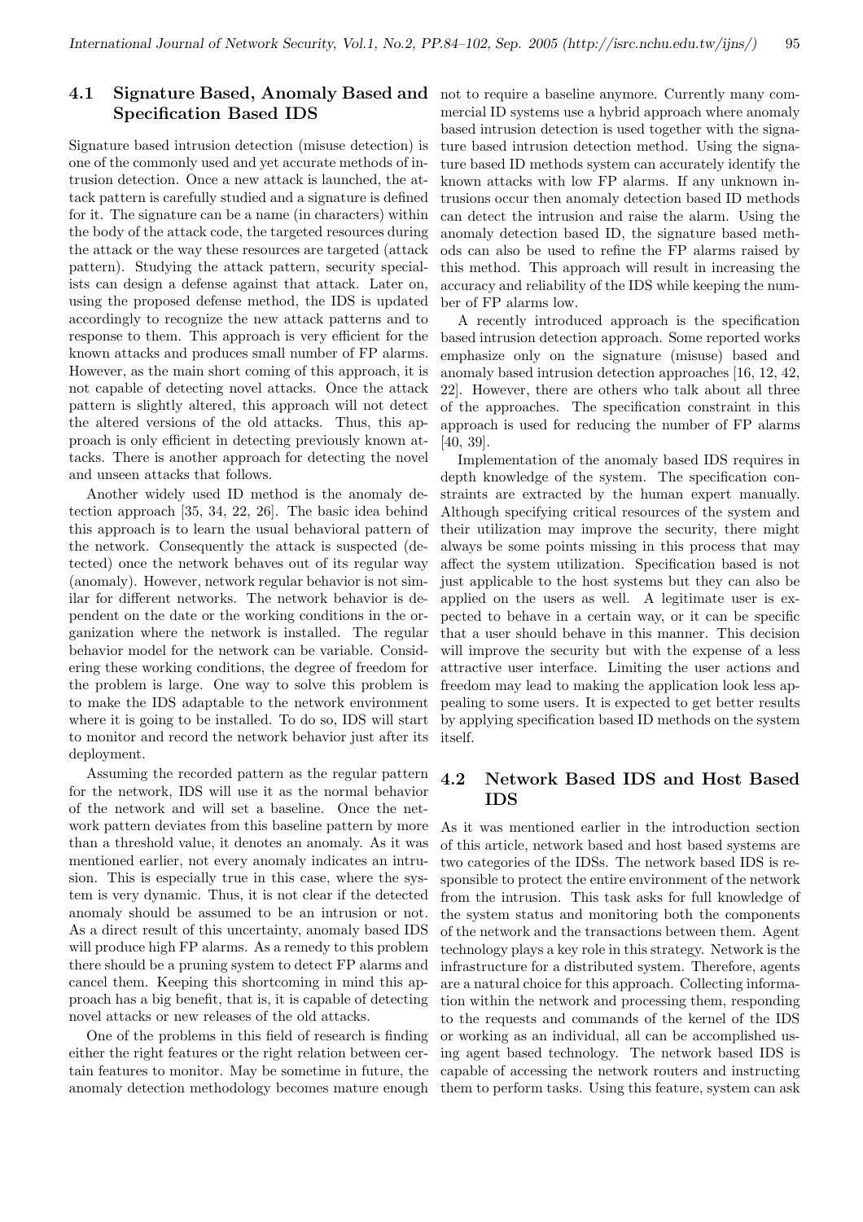### 4.1 Signature Based, Anomaly Based and Specification Based IDS

Signature based intrusion detection (misuse detection) is one of the commonly used and yet accurate methods of intrusion detection. Once a new attack is launched, the attack pattern is carefully studied and a signature is defined for it. The signature can be a name (in characters) within the body of the attack code, the targeted resources during the attack or the way these resources are targeted (attack pattern). Studying the attack pattern, security specialists can design a defense against that attack. Later on, using the proposed defense method, the IDS is updated accordingly to recognize the new attack patterns and to response to them. This approach is very efficient for the known attacks and produces small number of FP alarms. However, as the main short coming of this approach, it is not capable of detecting novel attacks. Once the attack pattern is slightly altered, this approach will not detect the altered versions of the old attacks. Thus, this approach is only efficient in detecting previously known attacks. There is another approach for detecting the novel and unseen attacks that follows.

Another widely used ID method is the anomaly detection approach [35, 34, 22, 26]. The basic idea behind this approach is to learn the usual behavioral pattern of the network. Consequently the attack is suspected (detected) once the network behaves out of its regular way (anomaly). However, network regular behavior is not similar for different networks. The network behavior is dependent on the date or the working conditions in the organization where the network is installed. The regular behavior model for the network can be variable. Considering these working conditions, the degree of freedom for the problem is large. One way to solve this problem is to make the IDS adaptable to the network environment where it is going to be installed. To do so, IDS will start to monitor and record the network behavior just after its deployment.

Assuming the recorded pattern as the regular pattern for the network, IDS will use it as the normal behavior of the network and will set a baseline. Once the network pattern deviates from this baseline pattern by more than a threshold value, it denotes an anomaly. As it was mentioned earlier, not every anomaly indicates an intrusion. This is especially true in this case, where the system is very dynamic. Thus, it is not clear if the detected anomaly should be assumed to be an intrusion or not. As a direct result of this uncertainty, anomaly based IDS will produce high FP alarms. As a remedy to this problem there should be a pruning system to detect FP alarms and cancel them. Keeping this shortcoming in mind this approach has a big benefit, that is, it is capable of detecting novel attacks or new releases of the old attacks.

One of the problems in this field of research is finding either the right features or the right relation between certain features to monitor. May be sometime in future, the anomaly detection methodology becomes mature enough not to require a baseline anymore. Currently many commercial ID systems use a hybrid approach where anomaly based intrusion detection is used together with the signature based intrusion detection method. Using the signature based ID methods system can accurately identify the known attacks with low FP alarms. If any unknown intrusions occur then anomaly detection based ID methods can detect the intrusion and raise the alarm. Using the anomaly detection based ID, the signature based methods can also be used to refine the FP alarms raised by this method. This approach will result in increasing the accuracy and reliability of the IDS while keeping the number of FP alarms low.

A recently introduced approach is the specification based intrusion detection approach. Some reported works emphasize only on the signature (misuse) based and anomaly based intrusion detection approaches [16, 12, 42, 22]. However, there are others who talk about all three of the approaches. The specification constraint in this approach is used for reducing the number of FP alarms [40, 39].

Implementation of the anomaly based IDS requires in depth knowledge of the system. The specification constraints are extracted by the human expert manually. Although specifying critical resources of the system and their utilization may improve the security, there might always be some points missing in this process that may affect the system utilization. Specification based is not just applicable to the host systems but they can also be applied on the users as well. A legitimate user is expected to behave in a certain way, or it can be specific that a user should behave in this manner. This decision will improve the security but with the expense of a less attractive user interface. Limiting the user actions and freedom may lead to making the application look less appealing to some users. It is expected to get better results by applying specification based ID methods on the system itself.

### 4.2 Network Based IDS and Host Based IDS

As it was mentioned earlier in the introduction section of this article, network based and host based systems are two categories of the IDSs. The network based IDS is responsible to protect the entire environment of the network from the intrusion. This task asks for full knowledge of the system status and monitoring both the components of the network and the transactions between them. Agent technology plays a key role in this strategy. Network is the infrastructure for a distributed system. Therefore, agents are a natural choice for this approach. Collecting information within the network and processing them, responding to the requests and commands of the kernel of the IDS or working as an individual, all can be accomplished using agent based technology. The network based IDS is capable of accessing the network routers and instructing them to perform tasks. Using this feature, system can ask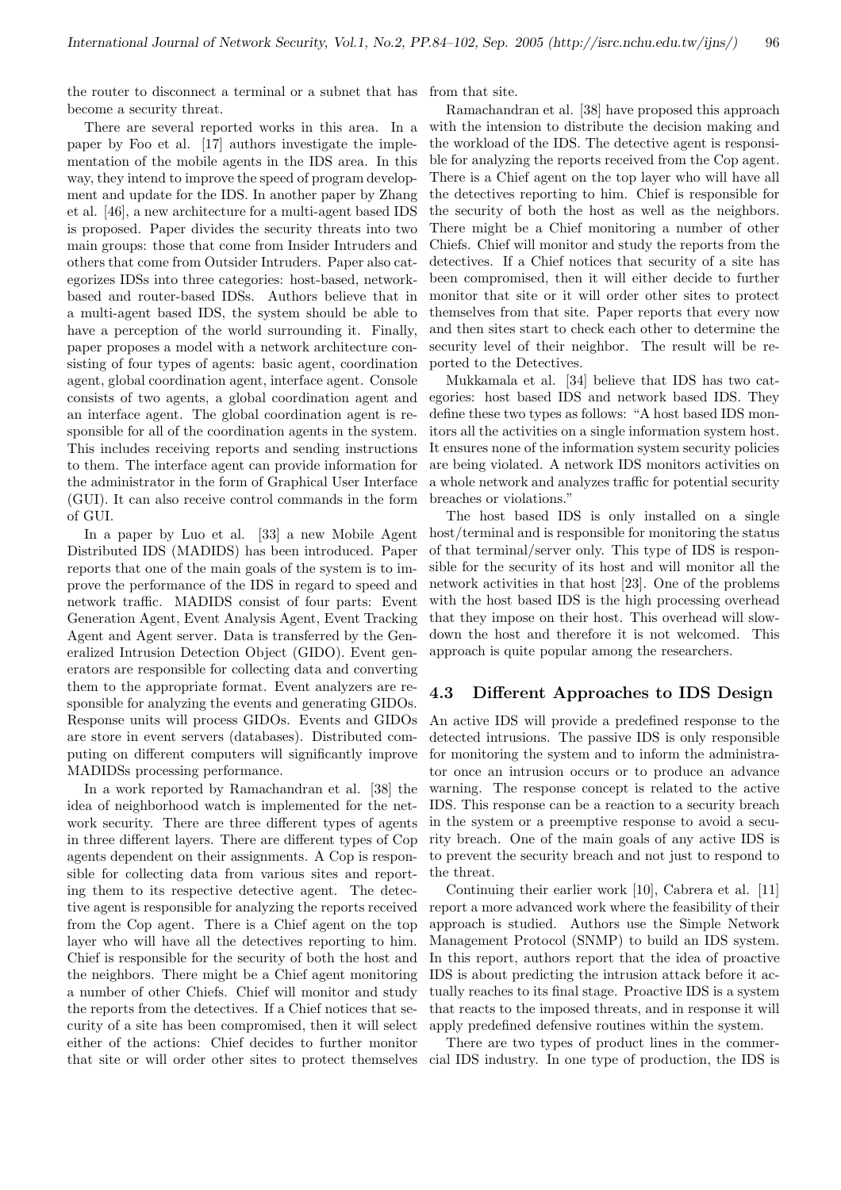the router to disconnect a terminal or a subnet that has become a security threat.

There are several reported works in this area. In a paper by Foo et al. [17] authors investigate the implementation of the mobile agents in the IDS area. In this way, they intend to improve the speed of program development and update for the IDS. In another paper by Zhang et al. [46], a new architecture for a multi-agent based IDS is proposed. Paper divides the security threats into two main groups: those that come from Insider Intruders and others that come from Outsider Intruders. Paper also categorizes IDSs into three categories: host-based, network-based and router-based IDSs. Authors believe that in a multi-agent based IDS, the system should be able to have a perception of the world surrounding it. Finally, paper proposes a model with a network architecture consisting of four types of agents: basic agent, coordination agent, global coordination agent, interface agent. Console consists of two agents, a global coordination agent and an interface agent. The global coordination agent is responsible for all of the coordination agents in the system. This includes receiving reports and sending instructions to them. The interface agent can provide information for the administrator in the form of Graphical User Interface (GUI). It can also receive control commands in the form of GUI.

In a paper by Luo et al. [33] a new Mobile Agent Distributed IDS (MADIDS) has been introduced. Paper reports that one of the main goals of the system is to improve the performance of the IDS in regard to speed and network traffic. MADIDS consist of four parts: Event Generation Agent, Event Analysis Agent, Event Tracking Agent and Agent server. Data is transferred by the Generalized Intrusion Detection Object (GIDO). Event generators are responsible for collecting data and converting them to the appropriate format. Event analyzers are responsible for analyzing the events and generating GIDOs. Response units will process GIDOs. Events and GIDOs are store in event servers (databases). Distributed computing on different computers will significantly improve MADIDSs processing performance.

In a work reported by Ramachandran et al. [38] the idea of neighborhood watch is implemented for the network security. There are three different types of agents in three different layers. There are different types of Cop agents dependent on their assignments. A Cop is responsible for collecting data from various sites and reporting them to its respective detective agent. The detective agent is responsible for analyzing the reports received from the Cop agent. There is a Chief agent on the top layer who will have all the detectives reporting to him. Chief is responsible for the security of both the host and the neighbors. There might be a Chief agent monitoring a number of other Chiefs. Chief will monitor and study the reports from the detectives. If a Chief notices that security of a site has been compromised, then it will select either of the actions: Chief decides to further monitor that site or will order other sites to protect themselves from that site.

Ramachandran et al. [38] have proposed this approach with the intension to distribute the decision making and the workload of the IDS. The detective agent is responsible for analyzing the reports received from the Cop agent. There is a Chief agent on the top layer who will have all the detectives reporting to him. Chief is responsible for the security of both the host as well as the neighbors. There might be a Chief monitoring a number of other Chiefs. Chief will monitor and study the reports from the detectives. If a Chief notices that security of a site has been compromised, then it will either decide to further monitor that site or it will order other sites to protect themselves from that site. Paper reports that every now and then sites start to check each other to determine the security level of their neighbor. The result will be reported to the Detectives.

Mukkamala et al. [34] believe that IDS has two categories: host based IDS and network based IDS. They define these two types as follows: "A host based IDS monitors all the activities on a single information system host. It ensures none of the information system security policies are being violated. A network IDS monitors activities on a whole network and analyzes traffic for potential security breaches or violations."

The host based IDS is only installed on a single host/terminal and is responsible for monitoring the status of that terminal/server only. This type of IDS is responsible for the security of its host and will monitor all the network activities in that host [23]. One of the problems with the host based IDS is the high processing overhead that they impose on their host. This overhead will slowdown the host and therefore it is not welcomed. This approach is quite popular among the researchers.

### 4.3 Different Approaches to IDS Design

An active IDS will provide a predefined response to the detected intrusions. The passive IDS is only responsible for monitoring the system and to inform the administrator once an intrusion occurs or to produce an advance warning. The response concept is related to the active IDS. This response can be a reaction to a security breach in the system or a preemptive response to avoid a security breach. One of the main goals of any active IDS is to prevent the security breach and not just to respond to the threat.

Continuing their earlier work [10], Cabrera et al. [11] report a more advanced work where the feasibility of their approach is studied. Authors use the Simple Network Management Protocol (SNMP) to build an IDS system. In this report, authors report that the idea of proactive IDS is about predicting the intrusion attack before it actually reaches to its final stage. Proactive IDS is a system that reacts to the imposed threats, and in response it will apply predefined defensive routines within the system.

There are two types of product lines in the commercial IDS industry. In one type of production, the IDS is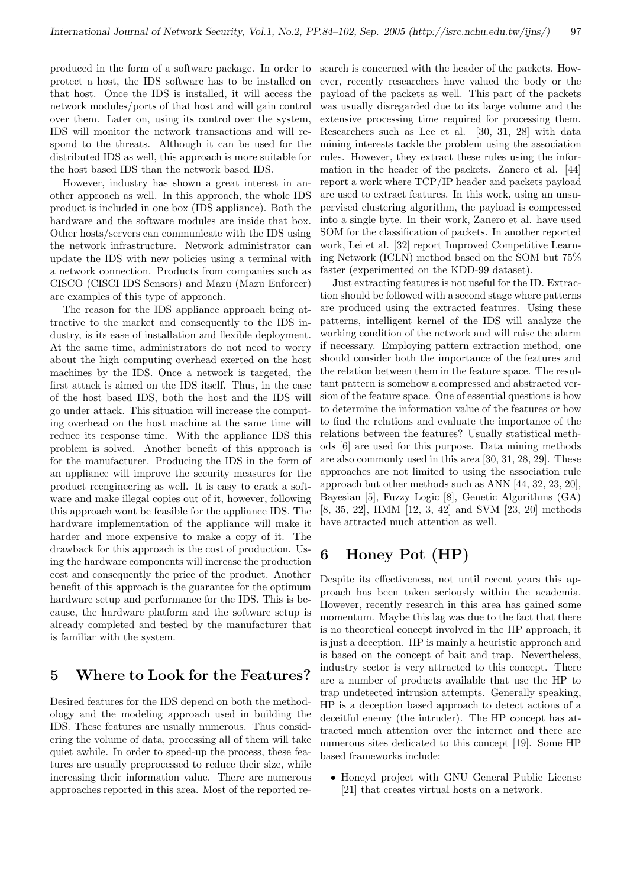produced in the form of a software package. In order to protect a host, the IDS software has to be installed on that host. Once the IDS is installed, it will access the network modules/ports of that host and will gain control over them. Later on, using its control over the system, IDS will monitor the network transactions and will respond to the threats. Although it can be used for the distributed IDS as well, this approach is more suitable for the host based IDS than the network based IDS.

However, industry has shown a great interest in another approach as well. In this approach, the whole IDS product is included in one box (IDS appliance). Both the hardware and the software modules are inside that box. Other hosts/servers can communicate with the IDS using the network infrastructure. Network administrator can update the IDS with new policies using a terminal with a network connection. Products from companies such as CISCO (CISCI IDS Sensors) and Mazu (Mazu Enforcer) are examples of this type of approach.

The reason for the IDS appliance approach being attractive to the market and consequently to the IDS industry, is its ease of installation and flexible deployment. At the same time, administrators do not need to worry about the high computing overhead exerted on the host machines by the IDS. Once a network is targeted, the first attack is aimed on the IDS itself. Thus, in the case of the host based IDS, both the host and the IDS will go under attack. This situation will increase the computing overhead on the host machine at the same time will reduce its response time. With the appliance IDS this problem is solved. Another benefit of this approach is for the manufacturer. Producing the IDS in the form of an appliance will improve the security measures for the product reengineering as well. It is easy to crack a software and make illegal copies out of it, however, following this approach wont be feasible for the appliance IDS. The hardware implementation of the appliance will make it harder and more expensive to make a copy of it. The drawback for this approach is the cost of production. Using the hardware components will increase the production cost and consequently the price of the product. Another benefit of this approach is the guarantee for the optimum hardware setup and performance for the IDS. This is because, the hardware platform and the software setup is already completed and tested by the manufacturer that is familiar with the system.

# 5 Where to Look for the Features?

Desired features for the IDS depend on both the methodology and the modeling approach used in building the IDS. These features are usually numerous. Thus considering the volume of data, processing all of them will take quiet awhile. In order to speed-up the process, these features are usually preprocessed to reduce their size, while increasing their information value. There are numerous approaches reported in this area. Most of the reported research is concerned with the header of the packets. However, recently researchers have valued the body or the payload of the packets as well. This part of the packets was usually disregarded due to its large volume and the extensive processing time required for processing them. Researchers such as Lee et al. [30, 31, 28] with data mining interests tackle the problem using the association rules. However, they extract these rules using the information in the header of the packets. Zanero et al. [44] report a work where TCP/IP header and packets payload are used to extract features. In this work, using an unsupervised clustering algorithm, the payload is compressed into a single byte. In their work, Zanero et al. have used SOM for the classification of packets. In another reported work, Lei et al. [32] report Improved Competitive Learning Network (ICLN) method based on the SOM but 75% faster (experimented on the KDD-99 dataset).

Just extracting features is not useful for the ID. Extraction should be followed with a second stage where patterns are produced using the extracted features. Using these patterns, intelligent kernel of the IDS will analyze the working condition of the network and will raise the alarm if necessary. Employing pattern extraction method, one should consider both the importance of the features and the relation between them in the feature space. The resultant pattern is somehow a compressed and abstracted version of the feature space. One of essential questions is how to determine the information value of the features or how to find the relations and evaluate the importance of the relations between the features? Usually statistical methods [6] are used for this purpose. Data mining methods are also commonly used in this area [30, 31, 28, 29]. These approaches are not limited to using the association rule approach but other methods such as ANN [44, 32, 23, 20], Bayesian [5], Fuzzy Logic [8], Genetic Algorithms (GA) [8, 35, 22], HMM [12, 3, 42] and SVM [23, 20] methods have attracted much attention as well.

# 6 Honey Pot (HP)

Despite its effectiveness, not until recent years this approach has been taken seriously within the academia. However, recently research in this area has gained some momentum. Maybe this lag was due to the fact that there is no theoretical concept involved in the HP approach, it is just a deception. HP is mainly a heuristic approach and is based on the concept of bait and trap. Nevertheless, industry sector is very attracted to this concept. There are a number of products available that use the HP to trap undetected intrusion attempts. Generally speaking, HP is a deception based approach to detect actions of a deceitful enemy (the intruder). The HP concept has attracted much attention over the internet and there are numerous sites dedicated to this concept [19]. Some HP based frameworks include:

- Honeyd project with GNU General Public License [21] that creates virtual hosts on a network.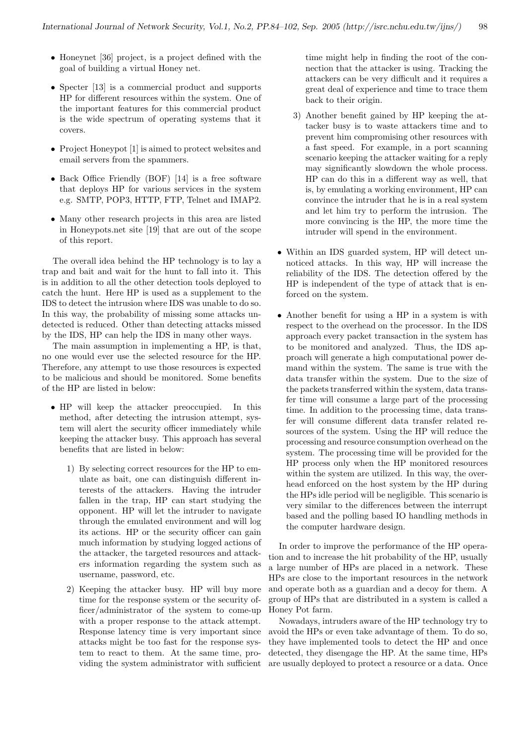- Honeynet [36] project, is a project defined with the goal of building a virtual Honey net.
- Specter [13] is a commercial product and supports HP for different resources within the system. One of the important features for this commercial product is the wide spectrum of operating systems that it covers.
- Project Honeypot [1] is aimed to protect websites and email servers from the spammers.
- Back Office Friendly (BOF) [14] is a free software that deploys HP for various services in the system e.g. SMTP, POP3, HTTP, FTP, Telnet and IMAP2.
- Many other research projects in this area are listed in Honeypots.net site [19] that are out of the scope of this report.

The overall idea behind the HP technology is to lay a trap and bait and wait for the hunt to fall into it. This is in addition to all the other detection tools deployed to catch the hunt. Here HP is used as a supplement to the IDS to detect the intrusion where IDS was unable to do so. In this way, the probability of missing some attacks undetected is reduced. Other than detecting attacks missed by the IDS, HP can help the IDS in many other ways.

The main assumption in implementing a HP, is that, no one would ever use the selected resource for the HP. Therefore, any attempt to use those resources is expected to be malicious and should be monitored. Some benefits of the HP are listed in below:

- HP will keep the attacker preoccupied. In this method, after detecting the intrusion attempt, system will alert the security officer immediately while keeping the attacker busy. This approach has several benefits that are listed in below:
  1) By selecting correct resources for the HP to emulate as bait, one can distinguish different interests of the attackers. Having the intruder fallen in the trap, HP can start studying the opponent. HP will let the intruder to navigate through the emulated environment and will log its actions. HP or the security officer can gain much information by studying logged actions of the attacker, the targeted resources and attackers information regarding the system such as username, password, etc.
  2) Keeping the attacker busy. HP will buy more time for the response system or the security officer/administrator of the system to come-up with a proper response to the attack attempt. Response latency time is very important since attacks might be too fast for the response system to react to them. At the same time, providing the system administrator with sufficient time might help in finding the root of the connection that the attacker is using. Tracking the attackers can be very difficult and it requires a great deal of experience and time to trace them back to their origin.
  3) Another benefit gained by HP keeping the attacker busy is to waste attackers time and to prevent him compromising other resources with a fast speed. For example, in a port scanning scenario keeping the attacker waiting for a reply may significantly slowdown the whole process. HP can do this in a different way as well, that is, by emulating a working environment, HP can convince the intruder that he is in a real system and let him try to perform the intrusion. The more convincing is the HP, the more time the intruder will spend in the environment.
- Within an IDS guarded system, HP will detect unnoticed attacks. In this way, HP will increase the reliability of the IDS. The detection offered by the HP is independent of the type of attack that is enforced on the system.
- Another benefit for using a HP in a system is with respect to the overhead on the processor. In the IDS approach every packet transaction in the system has to be monitored and analyzed. Thus, the IDS approach will generate a high computational power demand within the system. The same is true with the data transfer within the system. Due to the size of the packets transferred within the system, data transfer time will consume a large part of the processing time. In addition to the processing time, data transfer will consume different data transfer related resources of the system. Using the HP will reduce the processing and resource consumption overhead on the system. The processing time will be provided for the HP process only when the HP monitored resources within the system are utilized. In this way, the overhead enforced on the host system by the HP during the HPs idle period will be negligible. This scenario is very similar to the differences between the interrupt based and the polling based IO handling methods in the computer hardware design.

In order to improve the performance of the HP operation and to increase the hit probability of the HP, usually a large number of HPs are placed in a network. These HPs are close to the important resources in the network and operate both as a guardian and a decoy for them. A group of HPs that are distributed in a system is called a Honey Pot farm.

Nowadays, intruders aware of the HP technology try to avoid the HPs or even take advantage of them. To do so, they have implemented tools to detect the HP and once detected, they disengage the HP. At the same time, HPs are usually deployed to protect a resource or a data. Once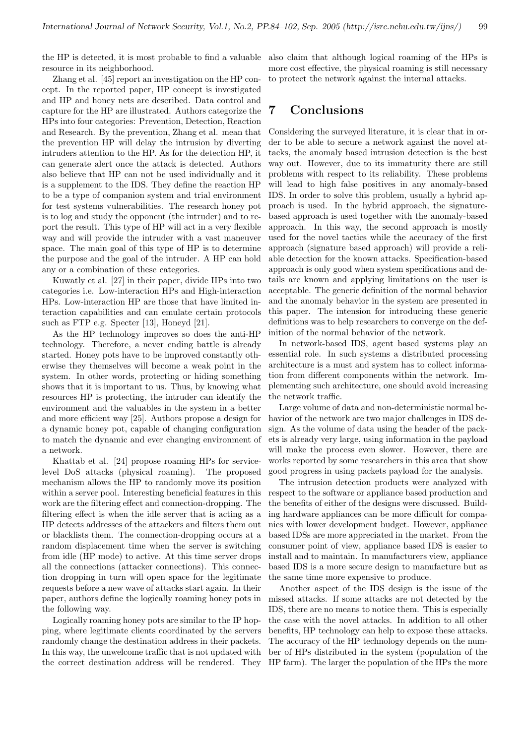the HP is detected, it is most probable to find a valuable resource in its neighborhood.

Zhang et al. [45] report an investigation on the HP concept. In the reported paper, HP concept is investigated and HP and honey nets are described. Data control and capture for the HP are illustrated. Authors categorize the HPs into four categories: Prevention, Detection, Reaction and Research. By the prevention, Zhang et al. mean that the prevention HP will delay the intrusion by diverting intruders attention to the HP. As for the detection HP, it can generate alert once the attack is detected. Authors also believe that HP can not be used individually and it is a supplement to the IDS. They define the reaction HP to be a type of companion system and trial environment for test systems vulnerabilities. The research honey pot is to log and study the opponent (the intruder) and to report the result. This type of HP will act in a very flexible way and will provide the intruder with a vast maneuver space. The main goal of this type of HP is to determine the purpose and the goal of the intruder. A HP can hold any or a combination of these categories.

Kuwatly et al. [27] in their paper, divide HPs into two categories i.e. Low-interaction HPs and High-interaction HPs. Low-interaction HP are those that have limited interaction capabilities and can emulate certain protocols such as FTP e.g. Specter [13], Honeyd [21].

As the HP technology improves so does the anti-HP technology. Therefore, a never ending battle is already started. Honey pots have to be improved constantly otherwise they themselves will become a weak point in the system. In other words, protecting or hiding something shows that it is important to us. Thus, by knowing what resources HP is protecting, the intruder can identify the environment and the valuables in the system in a better and more efficient way [25]. Authors propose a design for a dynamic honey pot, capable of changing configuration to match the dynamic and ever changing environment of a network.

Khattab et al. [24] propose roaming HPs for service-level DoS attacks (physical roaming). The proposed mechanism allows the HP to randomly move its position within a server pool. Interesting beneficial features in this work are the filtering effect and connection-dropping. The filtering effect is when the idle server that is acting as a HP detects addresses of the attackers and filters them out or blacklists them. The connection-dropping occurs at a random displacement time when the server is switching from idle (HP mode) to active. At this time server drops all the connections (attacker connections). This connection dropping in turn will open space for the legitimate requests before a new wave of attacks start again. In their paper, authors define the logically roaming honey pots in the following way.

Logically roaming honey pots are similar to the IP hopping, where legitimate clients coordinated by the servers randomly change the destination address in their packets. In this way, the unwelcome traffic that is not updated with the correct destination address will be rendered. They also claim that although logical roaming of the HPs is more cost effective, the physical roaming is still necessary to protect the network against the internal attacks.

# 7 Conclusions

Considering the surveyed literature, it is clear that in order to be able to secure a network against the novel attacks, the anomaly based intrusion detection is the best way out. However, due to its immaturity there are still problems with respect to its reliability. These problems will lead to high false positives in any anomaly-based IDS. In order to solve this problem, usually a hybrid approach is used. In the hybrid approach, the signature-based approach is used together with the anomaly-based approach. In this way, the second approach is mostly used for the novel tactics while the accuracy of the first approach (signature based approach) will provide a reliable detection for the known attacks. Specification-based approach is only good when system specifications and details are known and applying limitations on the user is acceptable. The generic definition of the normal behavior and the anomaly behavior in the system are presented in this paper. The intension for introducing these generic definitions was to help researchers to converge on the definition of the normal behavior of the network.

In network-based IDS, agent based systems play an essential role. In such systems a distributed processing architecture is a must and system has to collect information from different components within the network. Implementing such architecture, one should avoid increasing the network traffic.

Large volume of data and non-deterministic normal behavior of the network are two major challenges in IDS design. As the volume of data using the header of the packets is already very large, using information in the payload will make the process even slower. However, there are works reported by some researchers in this area that show good progress in using packets payload for the analysis.

The intrusion detection products were analyzed with respect to the software or appliance based production and the benefits of either of the designs were discussed. Building hardware appliances can be more difficult for companies with lower development budget. However, appliance based IDSs are more appreciated in the market. From the consumer point of view, appliance based IDS is easier to install and to maintain. In manufacturers view, appliance based IDS is a more secure design to manufacture but as the same time more expensive to produce.

Another aspect of the IDS design is the issue of the missed attacks. If some attacks are not detected by the IDS, there are no means to notice them. This is especially the case with the novel attacks. In addition to all other benefits, HP technology can help to expose these attacks. The accuracy of the HP technology depends on the number of HPs distributed in the system (population of the HP farm). The larger the population of the HPs the more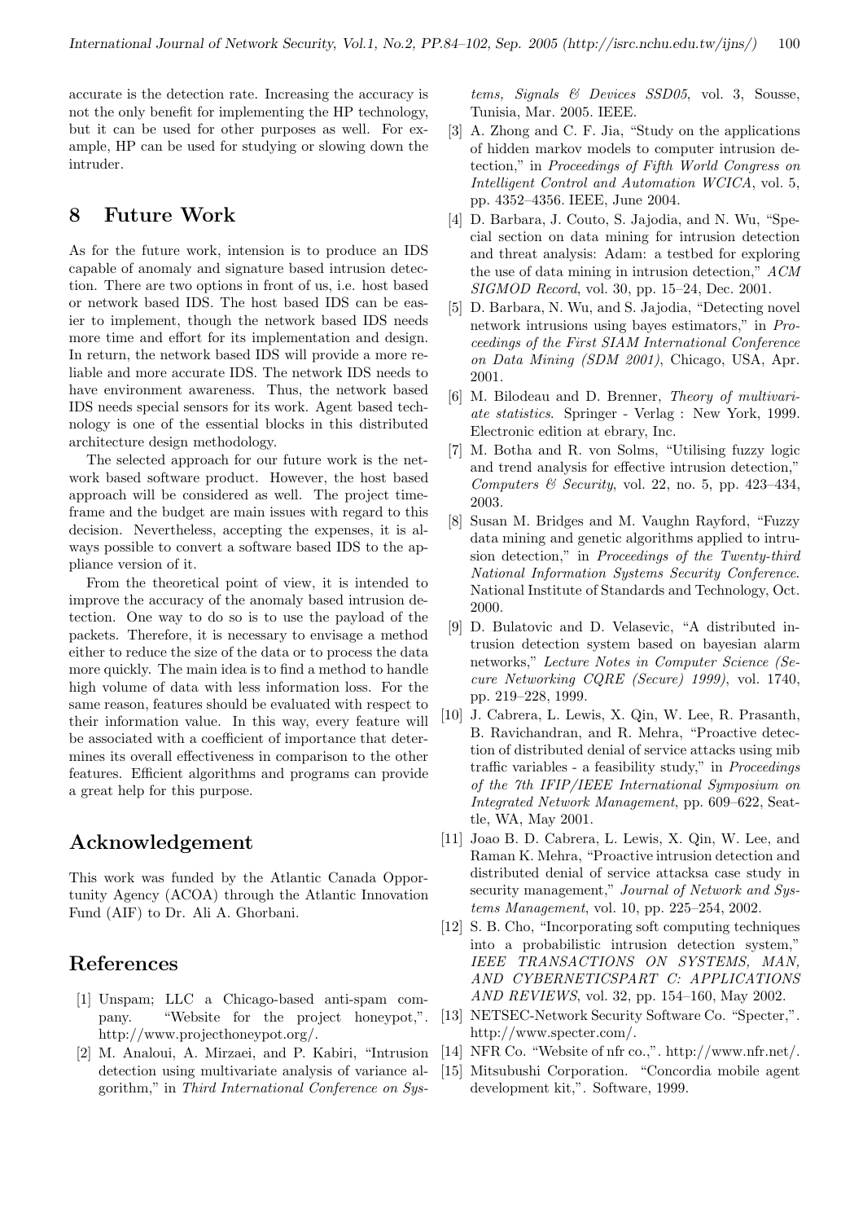accurate is the detection rate. Increasing the accuracy is not the only benefit for implementing the HP technology, but it can be used for other purposes as well. For example, HP can be used for studying or slowing down the intruder.

## 8 Future Work

As for the future work, intension is to produce an IDS capable of anomaly and signature based intrusion detection. There are two options in front of us, i.e. host based or network based IDS. The host based IDS can be easier to implement, though the network based IDS needs more time and effort for its implementation and design. In return, the network based IDS will provide a more reliable and more accurate IDS. The network IDS needs to have environment awareness. Thus, the network based IDS needs special sensors for its work. Agent based technology is one of the essential blocks in this distributed architecture design methodology.

The selected approach for our future work is the network based software product. However, the host based approach will be considered as well. The project timeframe and the budget are main issues with regard to this decision. Nevertheless, accepting the expenses, it is always possible to convert a software based IDS to the appliance version of it.

From the theoretical point of view, it is intended to improve the accuracy of the anomaly based intrusion detection. One way to do so is to use the payload of the packets. Therefore, it is necessary to envisage a method either to reduce the size of the data or to process the data more quickly. The main idea is to find a method to handle high volume of data with less information loss. For the same reason, features should be evaluated with respect to their information value. In this way, every feature will be associated with a coefficient of importance that determines its overall effectiveness in comparison to the other features. Efficient algorithms and programs can provide a great help for this purpose.

## Acknowledgement

This work was funded by the Atlantic Canada Opportunity Agency (ACOA) through the Atlantic Innovation Fund (AIF) to Dr. Ali A. Ghorbani.

## References

[1] Unspam; LLC a Chicago-based anti-spam company. "Website for the project honeypot,". http://www.projecthoneypot.org/.

[2] M. Analoui, A. Mirzaei, and P. Kabiri, "Intrusion detection using multivariate analysis of variance algorithm," in *Third International Conference on Systems, Signals & Devices SSD05*, vol. 3, Sousse, Tunisia, Mar. 2005. IEEE.

[3] A. Zhong and C. F. Jia, "Study on the applications of hidden markov models to computer intrusion detection," in *Proceedings of Fifth World Congress on Intelligent Control and Automation WCICA*, vol. 5, pp. 4352–4356. IEEE, June 2004.

[4] D. Barbara, J. Couto, S. Jajodia, and N. Wu, "Special section on data mining for intrusion detection and threat analysis: Adam: a testbed for exploring the use of data mining in intrusion detection," *ACM SIGMOD Record*, vol. 30, pp. 15–24, Dec. 2001.

[5] D. Barbara, N. Wu, and S. Jajodia, "Detecting novel network intrusions using bayes estimators," in *Proceedings of the First SIAM International Conference on Data Mining (SDM 2001)*, Chicago, USA, Apr. 2001.

[6] M. Bilodeau and D. Brenner, *Theory of multivariate statistics*. Springer - Verlag : New York, 1999. Electronic edition at ebrary, Inc.

[7] M. Botha and R. von Solms, "Utilising fuzzy logic and trend analysis for effective intrusion detection," *Computers & Security*, vol. 22, no. 5, pp. 423–434, 2003.

[8] Susan M. Bridges and M. Vaughn Rayford, "Fuzzy data mining and genetic algorithms applied to intrusion detection," in *Proceedings of the Twenty-third National Information Systems Security Conference*. National Institute of Standards and Technology, Oct. 2000.

[9] D. Bulatovic and D. Velasevic, "A distributed intrusion detection system based on bayesian alarm networks," *Lecture Notes in Computer Science (Secure Networking CQRE (Secure) 1999)*, vol. 1740, pp. 219–228, 1999.

[10] J. Cabrera, L. Lewis, X. Qin, W. Lee, R. Prasanth, B. Ravichandran, and R. Mehra, "Proactive detection of distributed denial of service attacks using mib traffic variables - a feasibility study," in *Proceedings of the 7th IFIP/IEEE International Symposium on Integrated Network Management*, pp. 609–622, Seattle, WA, May 2001.

[11] Joao B. D. Cabrera, L. Lewis, X. Qin, W. Lee, and Raman K. Mehra, "Proactive intrusion detection and distributed denial of service attacksa case study in security management," *Journal of Network and Systems Management*, vol. 10, pp. 225–254, 2002.

[12] S. B. Cho, "Incorporating soft computing techniques into a probabilistic intrusion detection system," *IEEE TRANSACTIONS ON SYSTEMS, MAN, AND CYBERNETICSPART C: APPLICATIONS AND REVIEWS*, vol. 32, pp. 154–160, May 2002.

[13] NETSEC-Network Security Software Co. "Specter,". http://www.specter.com/.

[14] NFR Co. "Website of nfr co.,". http://www.nfr.net/.

[15] Mitsubushi Corporation. "Concordia mobile agent development kit,". Software, 1999.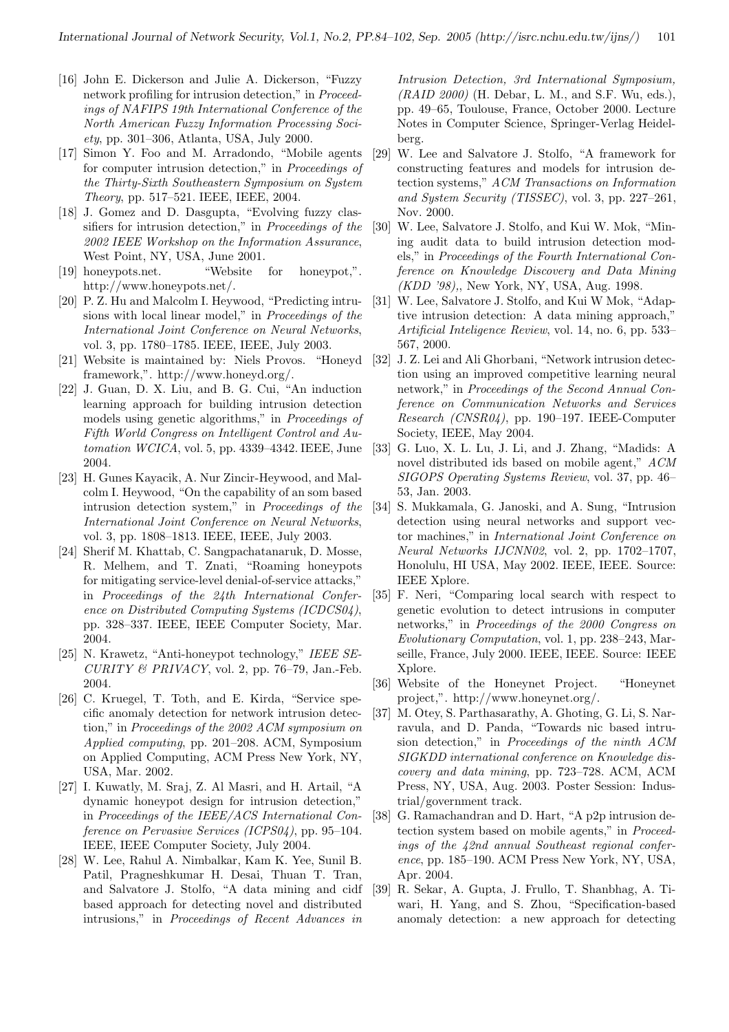[16] John E. Dickerson and Julie A. Dickerson, "Fuzzy network profiling for intrusion detection," in *Proceedings of NAFIPS 19th International Conference of the North American Fuzzy Information Processing Society*, pp. 301–306, Atlanta, USA, July 2000.

[17] Simon Y. Foo and M. Arradondo, "Mobile agents for computer intrusion detection," in *Proceedings of the Thirty-Sixth Southeastern Symposium on System Theory*, pp. 517–521. IEEE, IEEE, 2004.

[18] J. Gomez and D. Dasgupta, "Evolving fuzzy classifiers for intrusion detection," in *Proceedings of the 2002 IEEE Workshop on the Information Assurance*, West Point, NY, USA, June 2001.

[19] honeypots.net. "Website for honeypot,". http://www.honeypots.net/.

[20] P. Z. Hu and Malcolm I. Heywood, "Predicting intrusions with local linear model," in *Proceedings of the International Joint Conference on Neural Networks*, vol. 3, pp. 1780–1785. IEEE, IEEE, July 2003.

[21] Website is maintained by: Niels Provos. "Honeyd framework,". http://www.honeyd.org/.

[22] J. Guan, D. X. Liu, and B. G. Cui, "An induction learning approach for building intrusion detection models using genetic algorithms," in *Proceedings of Fifth World Congress on Intelligent Control and Automation WCICA*, vol. 5, pp. 4339–4342. IEEE, June 2004.

[23] H. Gunes Kayacik, A. Nur Zincir-Heywood, and Malcolm I. Heywood, "On the capability of an som based intrusion detection system," in *Proceedings of the International Joint Conference on Neural Networks*, vol. 3, pp. 1808–1813. IEEE, IEEE, July 2003.

[24] Sherif M. Khattab, C. Sangpachatanaruk, D. Mosse, R. Melhem, and T. Znati, "Roaming honeypots for mitigating service-level denial-of-service attacks," in *Proceedings of the 24th International Conference on Distributed Computing Systems (ICDCS04)*, pp. 328–337. IEEE, IEEE Computer Society, Mar. 2004.

[25] N. Krawetz, "Anti-honeypot technology," *IEEE SECURITY & PRIVACY*, vol. 2, pp. 76–79, Jan.-Feb. 2004.

[26] C. Kruegel, T. Toth, and E. Kirda, "Service specific anomaly detection for network intrusion detection," in *Proceedings of the 2002 ACM symposium on Applied computing*, pp. 201–208. ACM, Symposium on Applied Computing, ACM Press New York, NY, USA, Mar. 2002.

[27] I. Kuwatly, M. Sraj, Z. Al Masri, and H. Artail, "A dynamic honeypot design for intrusion detection," in *Proceedings of the IEEE/ACS International Conference on Pervasive Services (ICPS04)*, pp. 95–104. IEEE, IEEE Computer Society, July 2004.

[28] W. Lee, Rahul A. Nimbalkar, Kam K. Yee, Sunil B. Patil, Pragneshkumar H. Desai, Thuan T. Tran, and Salvatore J. Stolfo, "A data mining and cidf based approach for detecting novel and distributed intrusions," in *Proceedings of Recent Advances in Intrusion Detection, 3rd International Symposium, (RAID 2000)* (H. Debar, L. M., and S.F. Wu, eds.), pp. 49–65, Toulouse, France, October 2000. Lecture Notes in Computer Science, Springer-Verlag Heidelberg.

[29] W. Lee and Salvatore J. Stolfo, "A framework for constructing features and models for intrusion detection systems," *ACM Transactions on Information and System Security (TISSEC)*, vol. 3, pp. 227–261, Nov. 2000.

[30] W. Lee, Salvatore J. Stolfo, and Kui W. Mok, "Mining audit data to build intrusion detection models," in *Proceedings of the Fourth International Conference on Knowledge Discovery and Data Mining (KDD '98),*, New York, NY, USA, Aug. 1998.

[31] W. Lee, Salvatore J. Stolfo, and Kui W Mok, "Adaptive intrusion detection: A data mining approach," *Artificial Inteligence Review*, vol. 14, no. 6, pp. 533–567, 2000.

[32] J. Z. Lei and Ali Ghorbani, "Network intrusion detection using an improved competitive learning neural network," in *Proceedings of the Second Annual Conference on Communication Networks and Services Research (CNSR04)*, pp. 190–197. IEEE-Computer Society, IEEE, May 2004.

[33] G. Luo, X. L. Lu, J. Li, and J. Zhang, "Madids: A novel distributed ids based on mobile agent," *ACM SIGOPS Operating Systems Review*, vol. 37, pp. 46–53, Jan. 2003.

[34] S. Mukkamala, G. Janoski, and A. Sung, "Intrusion detection using neural networks and support vector machines," in *International Joint Conference on Neural Networks IJCNN02*, vol. 2, pp. 1702–1707, Honolulu, HI USA, May 2002. IEEE, IEEE. Source: IEEE Xplore.

[35] F. Neri, "Comparing local search with respect to genetic evolution to detect intrusions in computer networks," in *Proceedings of the 2000 Congress on Evolutionary Computation*, vol. 1, pp. 238–243, Marseille, France, July 2000. IEEE, IEEE. Source: IEEE Xplore.

[36] Website of the Honeynet Project. "Honeynet project,". http://www.honeynet.org/.

[37] M. Otey, S. Parthasarathy, A. Ghoting, G. Li, S. Narravula, and D. Panda, "Towards nic based intrusion detection," in *Proceedings of the ninth ACM SIGKDD international conference on Knowledge discovery and data mining*, pp. 723–728. ACM, ACM Press, NY, USA, Aug. 2003. Poster Session: Industrial/government track.

[38] G. Ramachandran and D. Hart, "A p2p intrusion detection system based on mobile agents," in *Proceedings of the 42nd annual Southeast regional conference*, pp. 185–190. ACM Press New York, NY, USA, Apr. 2004.

[39] R. Sekar, A. Gupta, J. Frullo, T. Shanbhag, A. Tiwari, H. Yang, and S. Zhou, "Specification-based anomaly detection: a new approach for detecting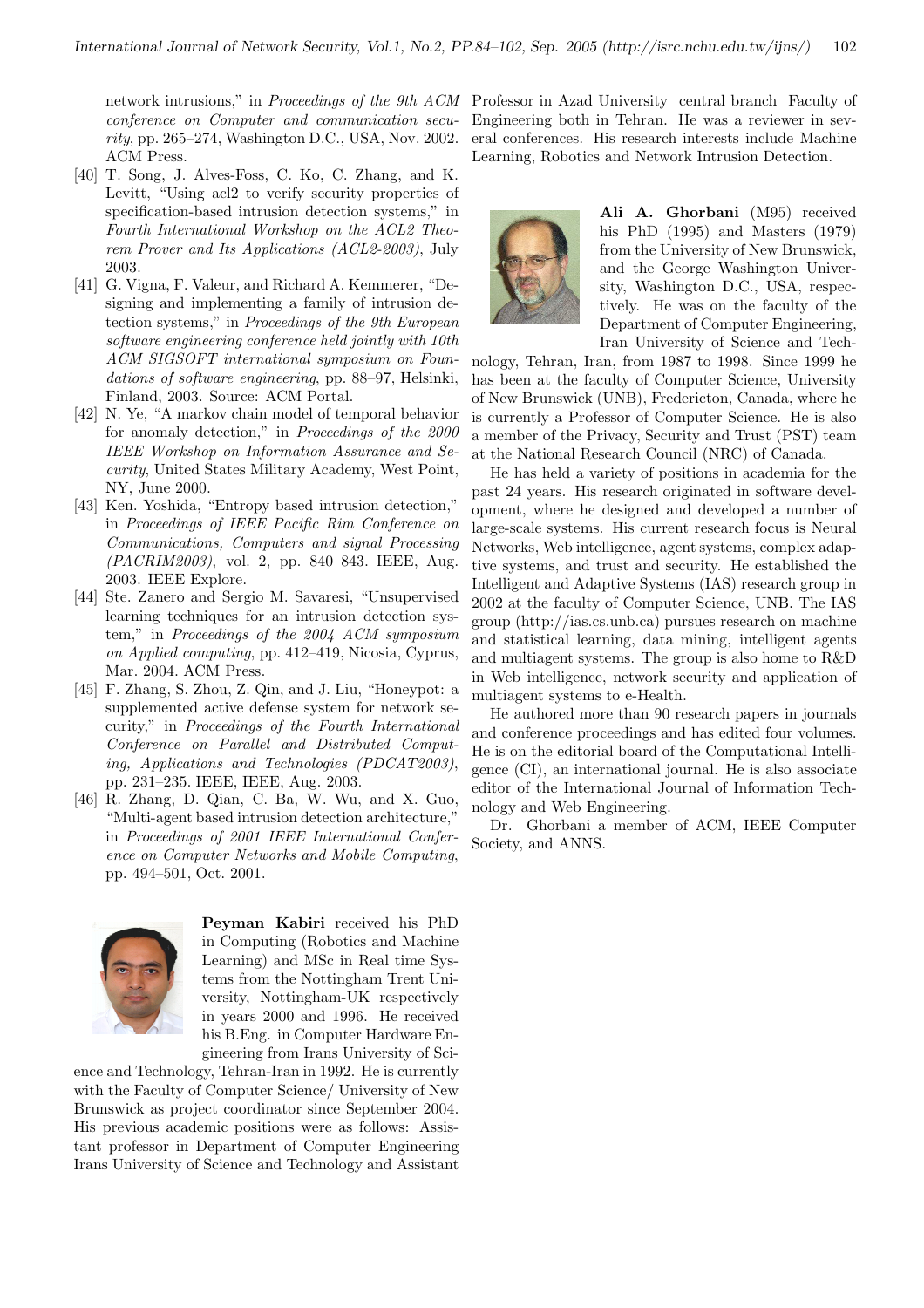network intrusions," in *Proceedings of the 9th ACM conference on Computer and communication security*, pp. 265–274, Washington D.C., USA, Nov. 2002. ACM Press.

[40] T. Song, J. Alves-Foss, C. Ko, C. Zhang, and K. Levitt, "Using acl2 to verify security properties of specification-based intrusion detection systems," in *Fourth International Workshop on the ACL2 Theorem Prover and Its Applications (ACL2-2003)*, July 2003.

[41] G. Vigna, F. Valeur, and Richard A. Kemmerer, "Designing and implementing a family of intrusion detection systems," in *Proceedings of the 9th European software engineering conference held jointly with 10th ACM SIGSOFT international symposium on Foundations of software engineering*, pp. 88–97, Helsinki, Finland, 2003. Source: ACM Portal.

[42] N. Ye, "A markov chain model of temporal behavior for anomaly detection," in *Proceedings of the 2000 IEEE Workshop on Information Assurance and Security*, United States Military Academy, West Point, NY, June 2000.

[43] Ken. Yoshida, "Entropy based intrusion detection," in *Proceedings of IEEE Pacific Rim Conference on Communications, Computers and signal Processing (PACRIM2003)*, vol. 2, pp. 840–843. IEEE, Aug. 2003. IEEE Explore.

[44] Ste. Zanero and Sergio M. Savaresi, "Unsupervised learning techniques for an intrusion detection system," in *Proceedings of the 2004 ACM symposium on Applied computing*, pp. 412–419, Nicosia, Cyprus, Mar. 2004. ACM Press.

[45] F. Zhang, S. Zhou, Z. Qin, and J. Liu, "Honeypot: a supplemented active defense system for network security," in *Proceedings of the Fourth International Conference on Parallel and Distributed Computing, Applications and Technologies (PDCAT2003)*, pp. 231–235. IEEE, IEEE, Aug. 2003.

[46] R. Zhang, D. Qian, C. Ba, W. Wu, and X. Guo, "Multi-agent based intrusion detection architecture," in *Proceedings of 2001 IEEE International Conference on Computer Networks and Mobile Computing*, pp. 494–501, Oct. 2001.

**Peyman Kabiri** received his PhD in Computing (Robotics and Machine Learning) and MSc in Real time Systems from the Nottingham Trent University, Nottingham-UK respectively in years 2000 and 1996. He received his B.Eng. in Computer Hardware Engineering from Irans University of Science and Technology, Tehran-Iran in 1992. He is currently with the Faculty of Computer Science/ University of New Brunswick as project coordinator since September 2004. His previous academic positions were as follows: Assistant professor in Department of Computer Engineering Irans University of Science and Technology and Assistant Professor in Azad University central branch Faculty of Engineering both in Tehran. He was a reviewer in several conferences. His research interests include Machine Learning, Robotics and Network Intrusion Detection.

**Ali A. Ghorbani** (M95) received his PhD (1995) and Masters (1979) from the University of New Brunswick, and the George Washington University, Washington D.C., USA, respectively. He was on the faculty of the Department of Computer Engineering, Iran University of Science and Technology, Tehran, Iran, from 1987 to 1998. Since 1999 he has been at the faculty of Computer Science, University of New Brunswick (UNB), Fredericton, Canada, where he is currently a Professor of Computer Science. He is also a member of the Privacy, Security and Trust (PST) team at the National Research Council (NRC) of Canada.

He has held a variety of positions in academia for the past 24 years. His research originated in software development, where he designed and developed a number of large-scale systems. His current research focus is Neural Networks, Web intelligence, agent systems, complex adaptive systems, and trust and security. He established the Intelligent and Adaptive Systems (IAS) research group in 2002 at the faculty of Computer Science, UNB. The IAS group (http://ias.cs.unb.ca) pursues research on machine and statistical learning, data mining, intelligent agents and multiagent systems. The group is also home to R&D in Web intelligence, network security and application of multiagent systems to e-Health.

He authored more than 90 research papers in journals and conference proceedings and has edited four volumes. He is on the editorial board of the Computational Intelligence (CI), an international journal. He is also associate editor of the International Journal of Information Technology and Web Engineering.

Dr. Ghorbani a member of ACM, IEEE Computer Society, and ANNS.